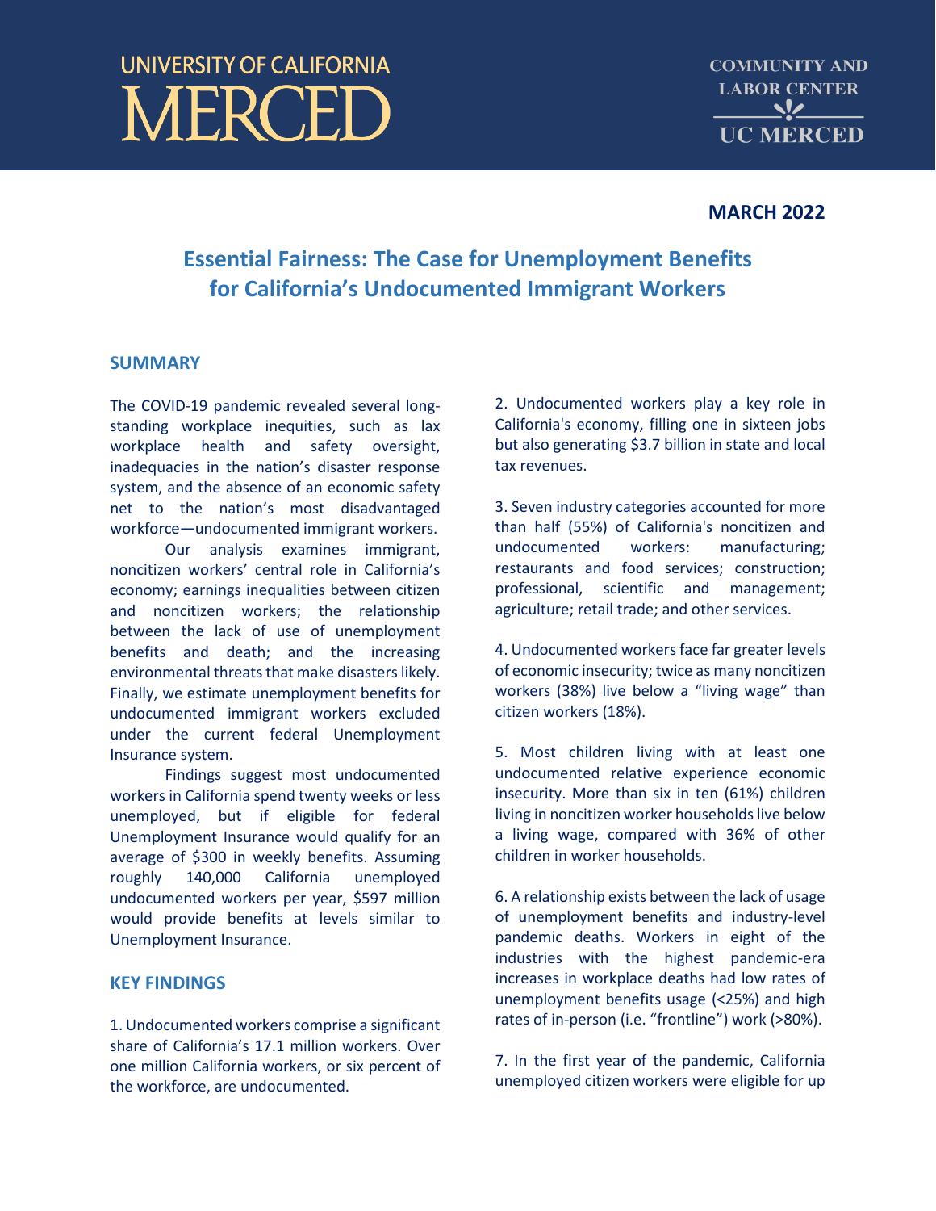UNIVERSITY OF CALIFORNIA
MERCED

COMMUNITY AND LABOR CENTER
UC MERCED

**MARCH 2022**

# Essential Fairness: The Case for Unemployment Benefits for California's Undocumented Immigrant Workers

## SUMMARY

The COVID-19 pandemic revealed several long-standing workplace inequities, such as lax workplace health and safety oversight, inadequacies in the nation's disaster response system, and the absence of an economic safety net to the nation's most disadvantaged workforce—undocumented immigrant workers.

Our analysis examines immigrant, noncitizen workers' central role in California's economy; earnings inequalities between citizen and noncitizen workers; the relationship between the lack of use of unemployment benefits and death; and the increasing environmental threats that make disasters likely. Finally, we estimate unemployment benefits for undocumented immigrant workers excluded under the current federal Unemployment Insurance system.

Findings suggest most undocumented workers in California spend twenty weeks or less unemployed, but if eligible for federal Unemployment Insurance would qualify for an average of $300 in weekly benefits. Assuming roughly 140,000 California unemployed undocumented workers per year, $597 million would provide benefits at levels similar to Unemployment Insurance.

## KEY FINDINGS

1. Undocumented workers comprise a significant share of California's 17.1 million workers. Over one million California workers, or six percent of the workforce, are undocumented.

2. Undocumented workers play a key role in California's economy, filling one in sixteen jobs but also generating $3.7 billion in state and local tax revenues.

3. Seven industry categories accounted for more than half (55%) of California's noncitizen and undocumented workers: manufacturing; restaurants and food services; construction; professional, scientific and management; agriculture; retail trade; and other services.

4. Undocumented workers face far greater levels of economic insecurity; twice as many noncitizen workers (38%) live below a "living wage" than citizen workers (18%).

5. Most children living with at least one undocumented relative experience economic insecurity. More than six in ten (61%) children living in noncitizen worker households live below a living wage, compared with 36% of other children in worker households.

6. A relationship exists between the lack of usage of unemployment benefits and industry-level pandemic deaths. Workers in eight of the industries with the highest pandemic-era increases in workplace deaths had low rates of unemployment benefits usage (<25%) and high rates of in-person (i.e. "frontline") work (>80%).

7. In the first year of the pandemic, California unemployed citizen workers were eligible for up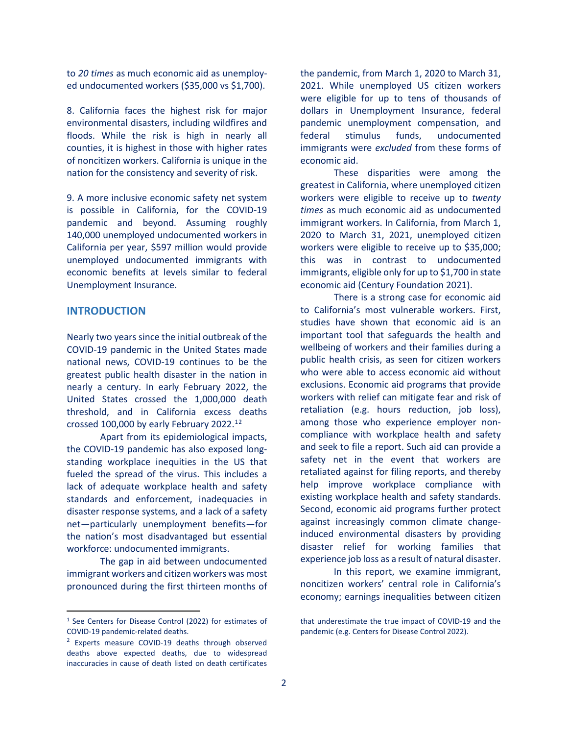to *20 times* as much economic aid as unemployed undocumented workers ($35,000 vs $1,700).

8. California faces the highest risk for major environmental disasters, including wildfires and floods. While the risk is high in nearly all counties, it is highest in those with higher rates of noncitizen workers. California is unique in the nation for the consistency and severity of risk.

9. A more inclusive economic safety net system is possible in California, for the COVID-19 pandemic and beyond. Assuming roughly 140,000 unemployed undocumented workers in California per year, $597 million would provide unemployed undocumented immigrants with economic benefits at levels similar to federal Unemployment Insurance.

## INTRODUCTION

Nearly two years since the initial outbreak of the COVID-19 pandemic in the United States made national news, COVID-19 continues to be the greatest public health disaster in the nation in nearly a century. In early February 2022, the United States crossed the 1,000,000 death threshold, and in California excess deaths crossed 100,000 by early February 2022.[1,2]

Apart from its epidemiological impacts, the COVID-19 pandemic has also exposed long-standing workplace inequities in the US that fueled the spread of the virus. This includes a lack of adequate workplace health and safety standards and enforcement, inadequacies in disaster response systems, and a lack of a safety net—particularly unemployment benefits—for the nation's most disadvantaged but essential workforce: undocumented immigrants.

The gap in aid between undocumented immigrant workers and citizen workers was most pronounced during the first thirteen months of the pandemic, from March 1, 2020 to March 31, 2021. While unemployed US citizen workers were eligible for up to tens of thousands of dollars in Unemployment Insurance, federal pandemic unemployment compensation, and federal stimulus funds, undocumented immigrants were *excluded* from these forms of economic aid.

These disparities were among the greatest in California, where unemployed citizen workers were eligible to receive up to *twenty times* as much economic aid as undocumented immigrant workers. In California, from March 1, 2020 to March 31, 2021, unemployed citizen workers were eligible to receive up to $35,000; this was in contrast to undocumented immigrants, eligible only for up to $1,700 in state economic aid (Century Foundation 2021).

There is a strong case for economic aid to California's most vulnerable workers. First, studies have shown that economic aid is an important tool that safeguards the health and wellbeing of workers and their families during a public health crisis, as seen for citizen workers who were able to access economic aid without exclusions. Economic aid programs that provide workers with relief can mitigate fear and risk of retaliation (e.g. hours reduction, job loss), among those who experience employer non-compliance with workplace health and safety and seek to file a report. Such aid can provide a safety net in the event that workers are retaliated against for filing reports, and thereby help improve workplace compliance with existing workplace health and safety standards. Second, economic aid programs further protect against increasingly common climate change-induced environmental disasters by providing disaster relief for working families that experience job loss as a result of natural disaster.

In this report, we examine immigrant, noncitizen workers' central role in California's economy; earnings inequalities between citizen

---

[1] See Centers for Disease Control (2022) for estimates of COVID-19 pandemic-related deaths.

[2] Experts measure COVID-19 deaths through observed deaths above expected deaths, due to widespread inaccuracies in cause of death listed on death certificates that underestimate the true impact of COVID-19 and the pandemic (e.g. Centers for Disease Control 2022).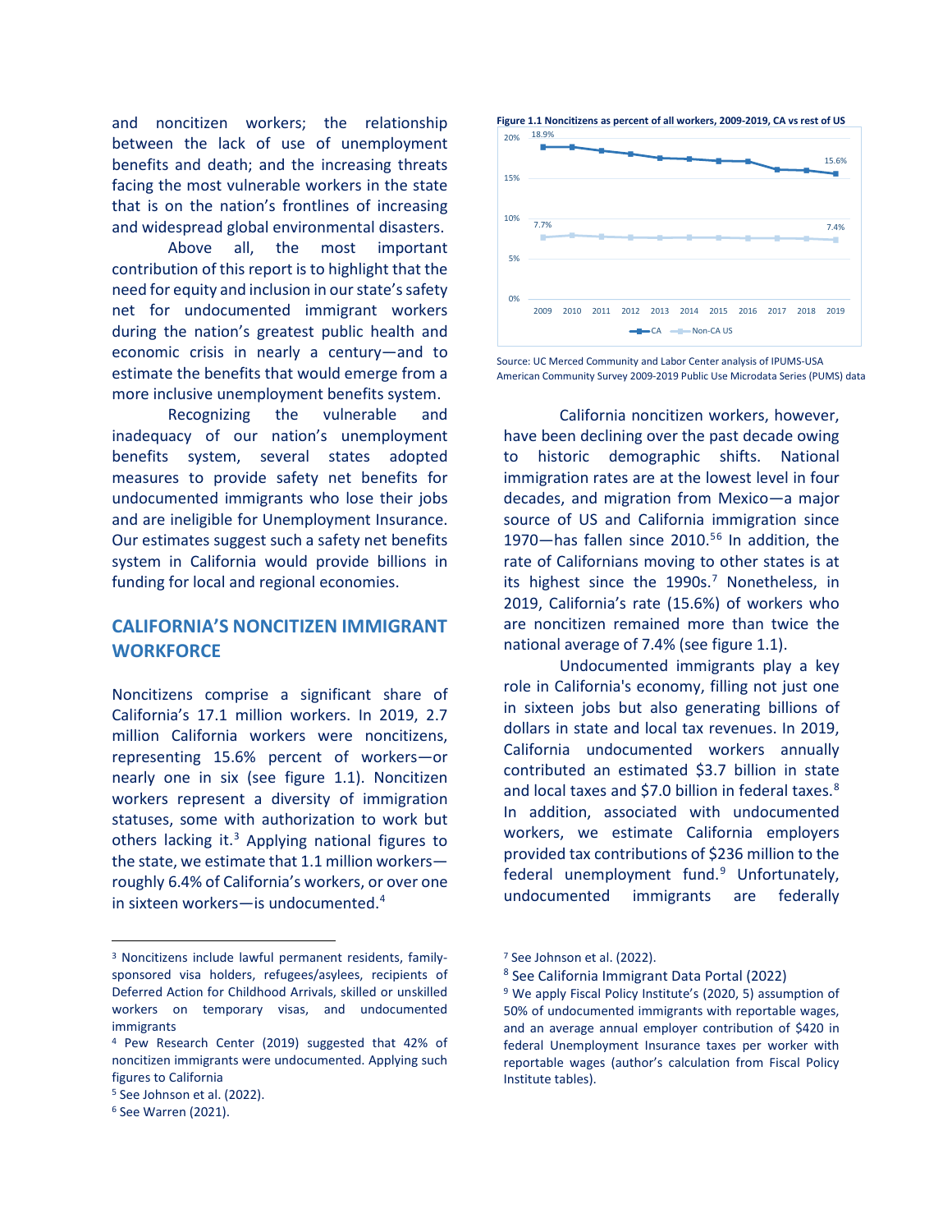and noncitizen workers; the relationship between the lack of use of unemployment benefits and death; and the increasing threats facing the most vulnerable workers in the state that is on the nation's frontlines of increasing and widespread global environmental disasters.

Above all, the most important contribution of this report is to highlight that the need for equity and inclusion in our state's safety net for undocumented immigrant workers during the nation's greatest public health and economic crisis in nearly a century—and to estimate the benefits that would emerge from a more inclusive unemployment benefits system.

Recognizing the vulnerable and inadequacy of our nation's unemployment benefits system, several states adopted measures to provide safety net benefits for undocumented immigrants who lose their jobs and are ineligible for Unemployment Insurance. Our estimates suggest such a safety net benefits system in California would provide billions in funding for local and regional economies.

## CALIFORNIA'S NONCITIZEN IMMIGRANT WORKFORCE

Noncitizens comprise a significant share of California's 17.1 million workers. In 2019, 2.7 million California workers were noncitizens, representing 15.6% percent of workers—or nearly one in six (see figure 1.1). Noncitizen workers represent a diversity of immigration statuses, some with authorization to work but others lacking it.[3] Applying national figures to the state, we estimate that 1.1 million workers—roughly 6.4% of California's workers, or over one in sixteen workers—is undocumented.[4]

**Figure 1.1 Noncitizens as percent of all workers, 2009-2019, CA vs rest of US**

| Year | CA | Non-CA US |
|---|---|---|
| 2009 | 18.9% | 7.7% |
| 2019 | 15.6% | 7.4% |

Source: UC Merced Community and Labor Center analysis of IPUMS-USA American Community Survey 2009-2019 Public Use Microdata Series (PUMS) data

California noncitizen workers, however, have been declining over the past decade owing to historic demographic shifts. National immigration rates are at the lowest level in four decades, and migration from Mexico—a major source of US and California immigration since 1970—has fallen since 2010.[5][6] In addition, the rate of Californians moving to other states is at its highest since the 1990s.[7] Nonetheless, in 2019, California's rate (15.6%) of workers who are noncitizen remained more than twice the national average of 7.4% (see figure 1.1).

Undocumented immigrants play a key role in California's economy, filling not just one in sixteen jobs but also generating billions of dollars in state and local tax revenues. In 2019, California undocumented workers annually contributed an estimated $3.7 billion in state and local taxes and $7.0 billion in federal taxes.[8] In addition, associated with undocumented workers, we estimate California employers provided tax contributions of $236 million to the federal unemployment fund.[9] Unfortunately, undocumented immigrants are federally

---

[3] Noncitizens include lawful permanent residents, family-sponsored visa holders, refugees/asylees, recipients of Deferred Action for Childhood Arrivals, skilled or unskilled workers on temporary visas, and undocumented immigrants

[4] Pew Research Center (2019) suggested that 42% of noncitizen immigrants were undocumented. Applying such figures to California

[5] See Johnson et al. (2022).

[6] See Warren (2021).

[7] See Johnson et al. (2022).

[8] See California Immigrant Data Portal (2022)

[9] We apply Fiscal Policy Institute's (2020, 5) assumption of 50% of undocumented immigrants with reportable wages, and an average annual employer contribution of $420 in federal Unemployment Insurance taxes per worker with reportable wages (author's calculation from Fiscal Policy Institute tables).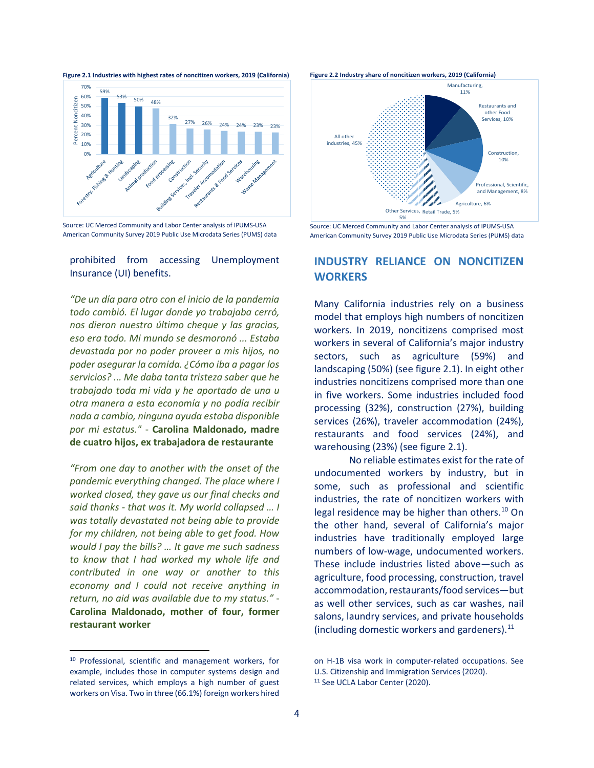**Figure 2.1 Industries with highest rates of noncitizen workers, 2019 (California)**

| Industry | Percent Noncitizen |
|---|---|
| Agriculture | 59% |
| Forestry, Fishing & Hunting | 53% |
| Landscaping | 50% |
| Animal production | 48% |
| Food processing | 32% |
| Construction | 27% |
| Building Services, incl. Security | 26% |
| Traveler Accomodation | 24% |
| Restaurants & Food Services | 24% |
| Warehousing | 23% |
| Waste Management | 23% |

Source: UC Merced Community and Labor Center analysis of IPUMS-USA American Community Survey 2019 Public Use Microdata Series (PUMS) data

**Figure 2.2 Industry share of noncitizen workers, 2019 (California)**

| Industry | Share |
|---|---|
| Manufacturing | 11% |
| Restaurants and other Food Services | 10% |
| Construction | 10% |
| Professional, Scientific, and Management | 8% |
| Agriculture | 6% |
| Retail Trade | 5% |
| Other Services | 5% |
| All other industries | 45% |

Source: UC Merced Community and Labor Center analysis of IPUMS-USA American Community Survey 2019 Public Use Microdata Series (PUMS) data

prohibited from accessing Unemployment Insurance (UI) benefits.

*"De un día para otro con el inicio de la pandemia todo cambió. El lugar donde yo trabajaba cerró, nos dieron nuestro último cheque y las gracias, eso era todo. Mi mundo se desmoronó ... Estaba devastada por no poder proveer a mis hijos, no poder asegurar la comida. ¿Cómo iba a pagar los servicios? ... Me daba tanta tristeza saber que he trabajado toda mi vida y he aportado de una u otra manera a esta economía y no podía recibir nada a cambio, ninguna ayuda estaba disponible por mi estatus."* - **Carolina Maldonado, madre de cuatro hijos, ex trabajadora de restaurante**

*"From one day to another with the onset of the pandemic everything changed. The place where I worked closed, they gave us our final checks and said thanks - that was it. My world collapsed … I was totally devastated not being able to provide for my children, not being able to get food. How would I pay the bills? … It gave me such sadness to know that I had worked my whole life and contributed in one way or another to this economy and I could not receive anything in return, no aid was available due to my status."* - **Carolina Maldonado, mother of four, former restaurant worker**

## INDUSTRY RELIANCE ON NONCITIZEN WORKERS

Many California industries rely on a business model that employs high numbers of noncitizen workers. In 2019, noncitizens comprised most workers in several of California's major industry sectors, such as agriculture (59%) and landscaping (50%) (see figure 2.1). In eight other industries noncitizens comprised more than one in five workers. Some industries included food processing (32%), construction (27%), building services (26%), traveler accommodation (24%), restaurants and food services (24%), and warehousing (23%) (see figure 2.1).

No reliable estimates exist for the rate of undocumented workers by industry, but in some, such as professional and scientific industries, the rate of noncitizen workers with legal residence may be higher than others.[10] On the other hand, several of California's major industries have traditionally employed large numbers of low-wage, undocumented workers. These include industries listed above—such as agriculture, food processing, construction, travel accommodation, restaurants/food services—but as well other services, such as car washes, nail salons, laundry services, and private households (including domestic workers and gardeners).[11]

[10] Professional, scientific and management workers, for example, includes those in computer systems design and related services, which employs a high number of guest workers on Visa. Two in three (66.1%) foreign workers hired on H-1B visa work in computer-related occupations. See U.S. Citizenship and Immigration Services (2020).

[11] See UCLA Labor Center (2020).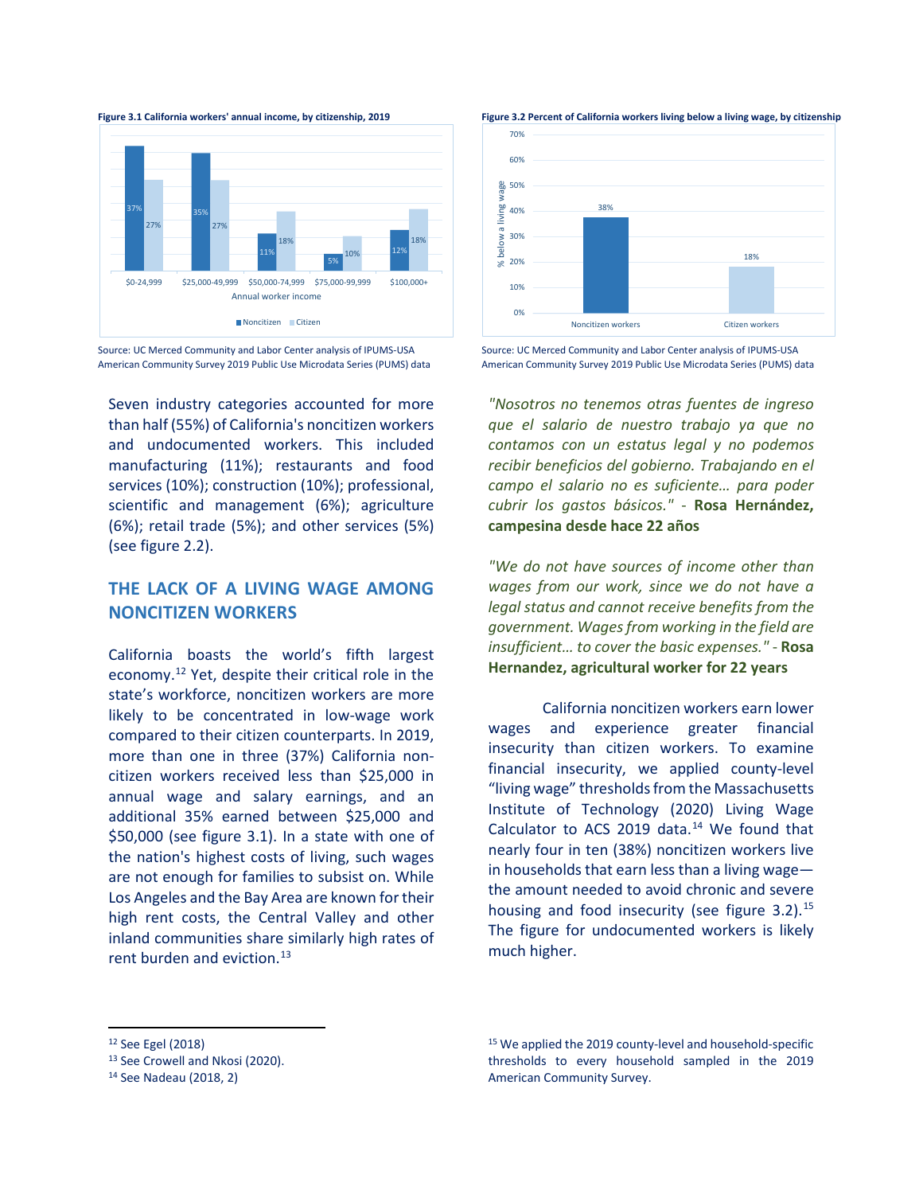**Figure 3.1 California workers' annual income, by citizenship, 2019**

| Annual worker income | Noncitizen | Citizen |
|---|---|---|
| $0-24,999 | 37% | 27% |
| $25,000-49,999 | 35% | 27% |
| $50,000-74,999 | 11% | 18% |
| $75,000-99,999 | 5% | 10% |
| $100,000+ | 12% | 18% |

Source: UC Merced Community and Labor Center analysis of IPUMS-USA American Community Survey 2019 Public Use Microdata Series (PUMS) data

**Figure 3.2 Percent of California workers living below a living wage, by citizenship**

| | % below a living wage |
|---|---|
| Noncitizen workers | 38% |
| Citizen workers | 18% |

Source: UC Merced Community and Labor Center analysis of IPUMS-USA American Community Survey 2019 Public Use Microdata Series (PUMS) data

Seven industry categories accounted for more than half (55%) of California's noncitizen workers and undocumented workers. This included manufacturing (11%); restaurants and food services (10%); construction (10%); professional, scientific and management (6%); agriculture (6%); retail trade (5%); and other services (5%) (see figure 2.2).

## THE LACK OF A LIVING WAGE AMONG NONCITIZEN WORKERS

California boasts the world's fifth largest economy.[12] Yet, despite their critical role in the state's workforce, noncitizen workers are more likely to be concentrated in low-wage work compared to their citizen counterparts. In 2019, more than one in three (37%) California non-citizen workers received less than $25,000 in annual wage and salary earnings, and an additional 35% earned between $25,000 and $50,000 (see figure 3.1). In a state with one of the nation's highest costs of living, such wages are not enough for families to subsist on. While Los Angeles and the Bay Area are known for their high rent costs, the Central Valley and other inland communities share similarly high rates of rent burden and eviction.[13]

*"Nosotros no tenemos otras fuentes de ingreso que el salario de nuestro trabajo ya que no contamos con un estatus legal y no podemos recibir beneficios del gobierno. Trabajando en el campo el salario no es suficiente… para poder cubrir los gastos básicos."* - **Rosa Hernández, campesina desde hace 22 años**

*"We do not have sources of income other than wages from our work, since we do not have a legal status and cannot receive benefits from the government. Wages from working in the field are insufficient… to cover the basic expenses."* - **Rosa Hernandez, agricultural worker for 22 years**

California noncitizen workers earn lower wages and experience greater financial insecurity than citizen workers. To examine financial insecurity, we applied county-level "living wage" thresholds from the Massachusetts Institute of Technology (2020) Living Wage Calculator to ACS 2019 data.[14] We found that nearly four in ten (38%) noncitizen workers live in households that earn less than a living wage—the amount needed to avoid chronic and severe housing and food insecurity (see figure 3.2).[15] The figure for undocumented workers is likely much higher.

---

[12] See Egel (2018)

[13] See Crowell and Nkosi (2020).

[14] See Nadeau (2018, 2)

[15] We applied the 2019 county-level and household-specific thresholds to every household sampled in the 2019 American Community Survey.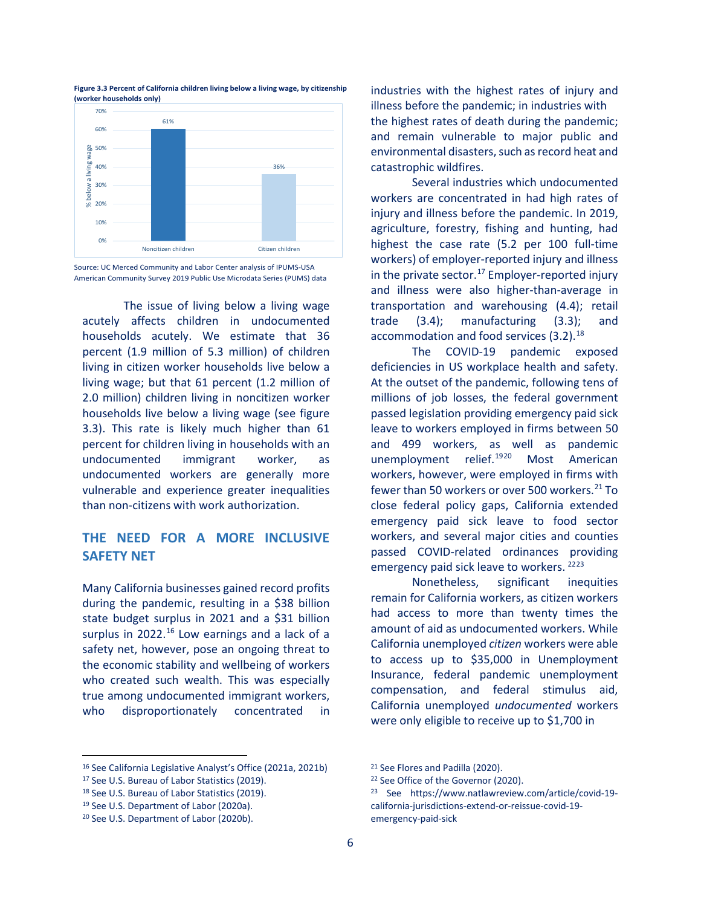**Figure 3.3 Percent of California children living below a living wage, by citizenship (worker households only)**

| | % below a living wage |
|---|---|
| Noncitizen children | 61% |
| Citizen children | 36% |

Source: UC Merced Community and Labor Center analysis of IPUMS-USA American Community Survey 2019 Public Use Microdata Series (PUMS) data

The issue of living below a living wage acutely affects children in undocumented households acutely. We estimate that 36 percent (1.9 million of 5.3 million) of children living in citizen worker households live below a living wage; but that 61 percent (1.2 million of 2.0 million) children living in noncitizen worker households live below a living wage (see figure 3.3). This rate is likely much higher than 61 percent for children living in households with an undocumented immigrant worker, as undocumented workers are generally more vulnerable and experience greater inequalities than non-citizens with work authorization.

## THE NEED FOR A MORE INCLUSIVE SAFETY NET

Many California businesses gained record profits during the pandemic, resulting in a $38 billion state budget surplus in 2021 and a $31 billion surplus in 2022.[16] Low earnings and a lack of a safety net, however, pose an ongoing threat to the economic stability and wellbeing of workers who created such wealth. This was especially true among undocumented immigrant workers, who disproportionately concentrated in industries with the highest rates of injury and illness before the pandemic; in industries with the highest rates of death during the pandemic; and remain vulnerable to major public and environmental disasters, such as record heat and catastrophic wildfires.

Several industries which undocumented workers are concentrated in had high rates of injury and illness before the pandemic. In 2019, agriculture, forestry, fishing and hunting, had highest the case rate (5.2 per 100 full-time workers) of employer-reported injury and illness in the private sector.[17] Employer-reported injury and illness were also higher-than-average in transportation and warehousing (4.4); retail trade (3.4); manufacturing (3.3); and accommodation and food services (3.2).[18]

The COVID-19 pandemic exposed deficiencies in US workplace health and safety. At the outset of the pandemic, following tens of millions of job losses, the federal government passed legislation providing emergency paid sick leave to workers employed in firms between 50 and 499 workers, as well as pandemic unemployment relief.[19][20] Most American workers, however, were employed in firms with fewer than 50 workers or over 500 workers.[21] To close federal policy gaps, California extended emergency paid sick leave to food sector workers, and several major cities and counties passed COVID-related ordinances providing emergency paid sick leave to workers.[22][23]

Nonetheless, significant inequities remain for California workers, as citizen workers had access to more than twenty times the amount of aid as undocumented workers. While California unemployed *citizen* workers were able to access up to $35,000 in Unemployment Insurance, federal pandemic unemployment compensation, and federal stimulus aid, California unemployed *undocumented* workers were only eligible to receive up to $1,700 in

---

[16] See California Legislative Analyst's Office (2021a, 2021b)

[17] See U.S. Bureau of Labor Statistics (2019).

[18] See U.S. Bureau of Labor Statistics (2019).

[19] See U.S. Department of Labor (2020a).

[20] See U.S. Department of Labor (2020b).

[21] See Flores and Padilla (2020).

[22] See Office of the Governor (2020).

[23] See https://www.natlawreview.com/article/covid-19-california-jurisdictions-extend-or-reissue-covid-19-emergency-paid-sick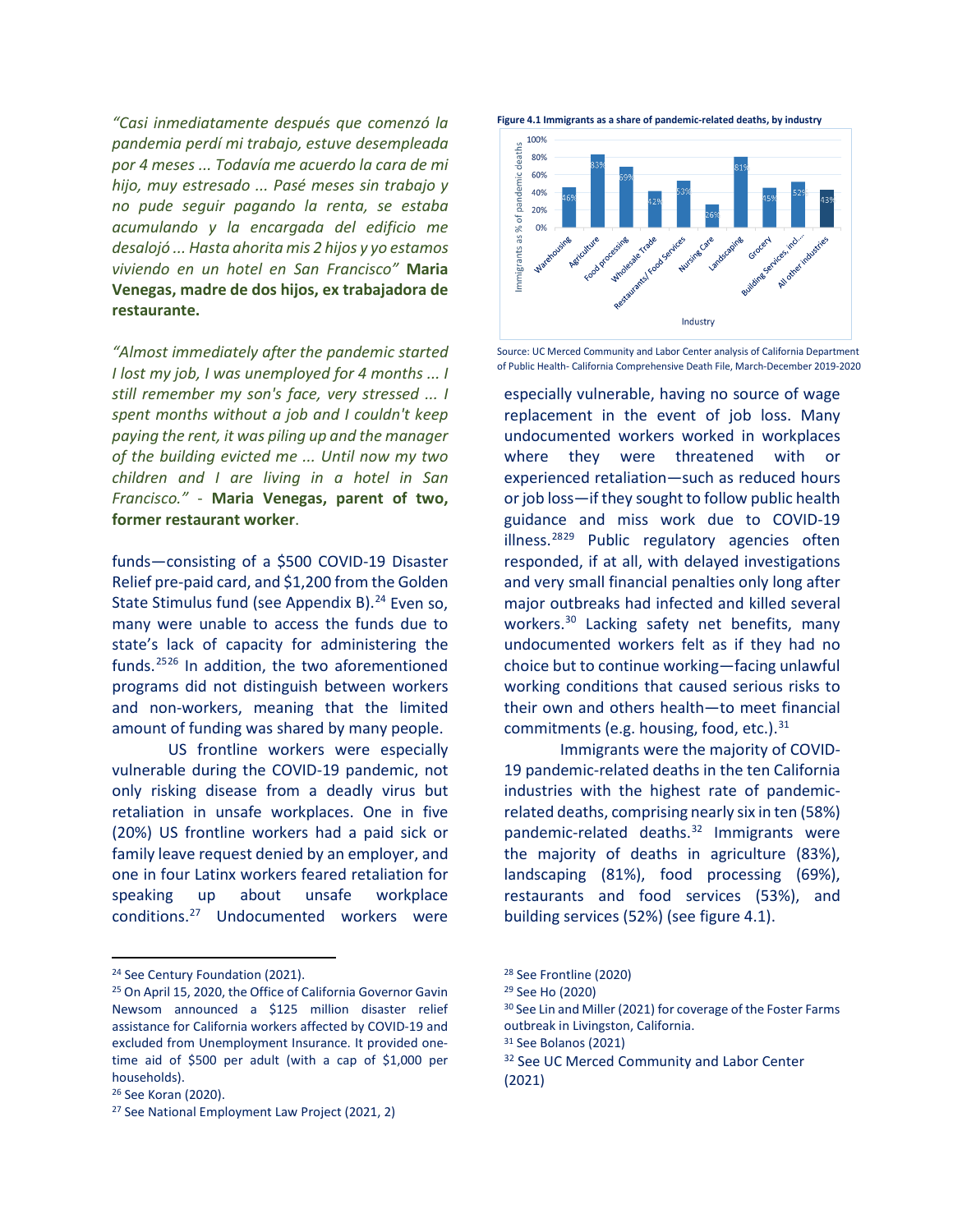*"Casi inmediatamente después que comenzó la pandemia perdí mi trabajo, estuve desempleada por 4 meses ... Todavía me acuerdo la cara de mi hijo, muy estresado ... Pasé meses sin trabajo y no pude seguir pagando la renta, se estaba acumulando y la encargada del edificio me desalojó ... Hasta ahorita mis 2 hijos y yo estamos viviendo en un hotel en San Francisco"* **Maria Venegas, madre de dos hijos, ex trabajadora de restaurante.**

*"Almost immediately after the pandemic started I lost my job, I was unemployed for 4 months ... I still remember my son's face, very stressed ... I spent months without a job and I couldn't keep paying the rent, it was piling up and the manager of the building evicted me ... Until now my two children and I are living in a hotel in San Francisco."* - **Maria Venegas, parent of two, former restaurant worker**.

funds—consisting of a $500 COVID-19 Disaster Relief pre-paid card, and $1,200 from the Golden State Stimulus fund (see Appendix B).[24] Even so, many were unable to access the funds due to state's lack of capacity for administering the funds.[25][26] In addition, the two aforementioned programs did not distinguish between workers and non-workers, meaning that the limited amount of funding was shared by many people.

US frontline workers were especially vulnerable during the COVID-19 pandemic, not only risking disease from a deadly virus but retaliation in unsafe workplaces. One in five (20%) US frontline workers had a paid sick or family leave request denied by an employer, and one in four Latinx workers feared retaliation for speaking up about unsafe workplace conditions.[27] Undocumented workers were especially vulnerable, having no source of wage replacement in the event of job loss. Many undocumented workers worked in workplaces where they were threatened with or experienced retaliation—such as reduced hours or job loss—if they sought to follow public health guidance and miss work due to COVID-19 illness.[28][29] Public regulatory agencies often responded, if at all, with delayed investigations and very small financial penalties only long after major outbreaks had infected and killed several workers.[30] Lacking safety net benefits, many undocumented workers felt as if they had no choice but to continue working—facing unlawful working conditions that caused serious risks to their own and others health—to meet financial commitments (e.g. housing, food, etc.).[31]

**Figure 4.1 Immigrants as a share of pandemic-related deaths, by industry**

| Industry | Immigrants as % of pandemic deaths |
|---|---|
| Warehousing | 46% |
| Agriculture | 83% |
| Food processing | 69% |
| Wholesale Trade | 42% |
| Restaurants/ Food Services | 53% |
| Nursing Care | 26% |
| Landscaping | 81% |
| Grocery | 45% |
| Building Services, incl... | 52% |
| All other industries | 43% |

Source: UC Merced Community and Labor Center analysis of California Department of Public Health- California Comprehensive Death File, March-December 2019-2020

Immigrants were the majority of COVID-19 pandemic-related deaths in the ten California industries with the highest rate of pandemic-related deaths, comprising nearly six in ten (58%) pandemic-related deaths.[32] Immigrants were the majority of deaths in agriculture (83%), landscaping (81%), food processing (69%), restaurants and food services (53%), and building services (52%) (see figure 4.1).

---

[24] See Century Foundation (2021).

[25] On April 15, 2020, the Office of California Governor Gavin Newsom announced a $125 million disaster relief assistance for California workers affected by COVID-19 and excluded from Unemployment Insurance. It provided one-time aid of $500 per adult (with a cap of $1,000 per households).

[26] See Koran (2020).

[27] See National Employment Law Project (2021, 2)

[28] See Frontline (2020)

[29] See Ho (2020)

[30] See Lin and Miller (2021) for coverage of the Foster Farms outbreak in Livingston, California.

[31] See Bolanos (2021)

[32] See UC Merced Community and Labor Center (2021)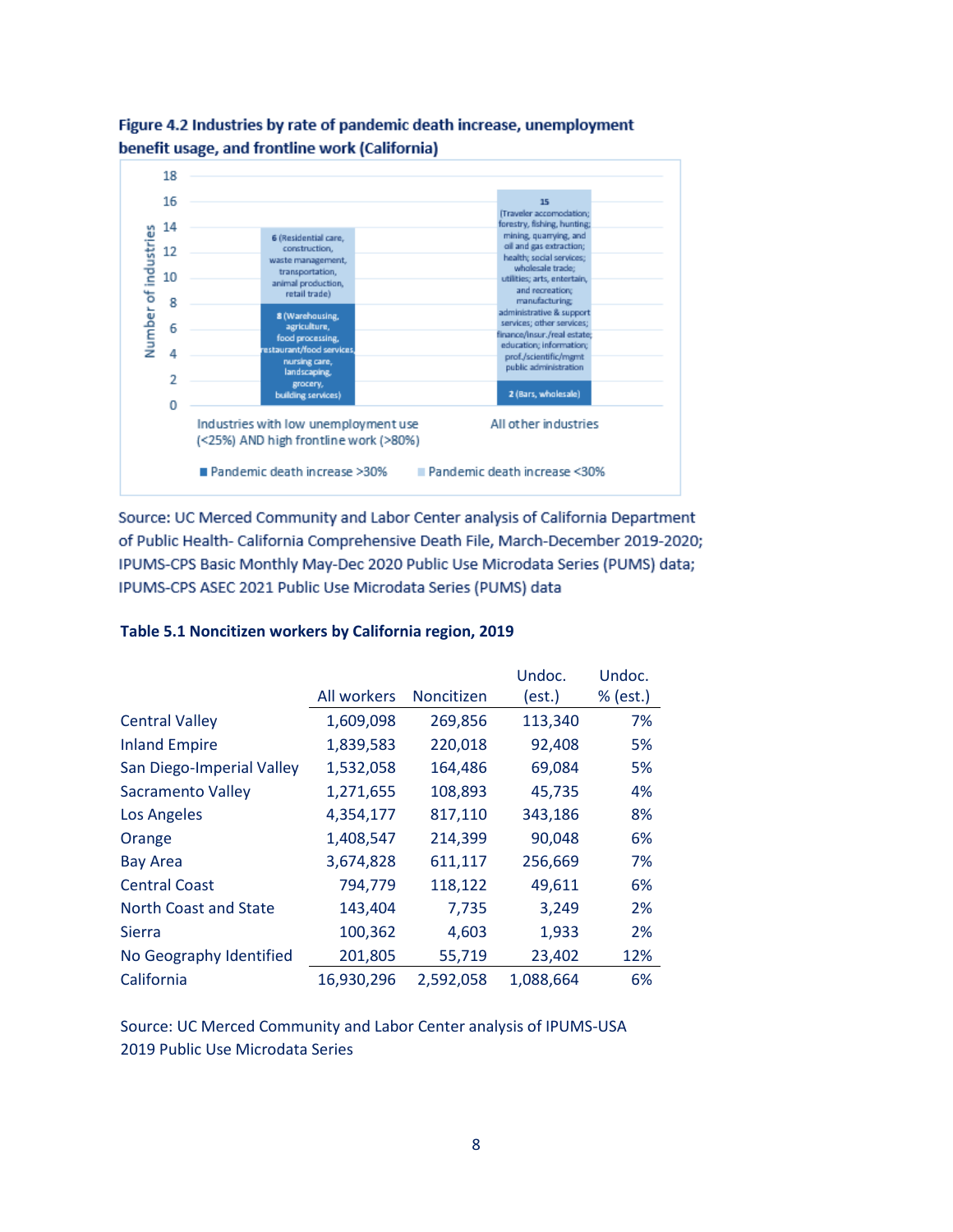**Figure 4.2 Industries by rate of pandemic death increase, unemployment benefit usage, and frontline work (California)**

Source: UC Merced Community and Labor Center analysis of California Department of Public Health- California Comprehensive Death File, March-December 2019-2020; IPUMS-CPS Basic Monthly May-Dec 2020 Public Use Microdata Series (PUMS) data; IPUMS-CPS ASEC 2021 Public Use Microdata Series (PUMS) data

**Table 5.1 Noncitizen workers by California region, 2019**

| | All workers | Noncitizen | Undoc. (est.) | Undoc. % (est.) |
|---|---|---|---|---|
| Central Valley | 1,609,098 | 269,856 | 113,340 | 7% |
| Inland Empire | 1,839,583 | 220,018 | 92,408 | 5% |
| San Diego-Imperial Valley | 1,532,058 | 164,486 | 69,084 | 5% |
| Sacramento Valley | 1,271,655 | 108,893 | 45,735 | 4% |
| Los Angeles | 4,354,177 | 817,110 | 343,186 | 8% |
| Orange | 1,408,547 | 214,399 | 90,048 | 6% |
| Bay Area | 3,674,828 | 611,117 | 256,669 | 7% |
| Central Coast | 794,779 | 118,122 | 49,611 | 6% |
| North Coast and State | 143,404 | 7,735 | 3,249 | 2% |
| Sierra | 100,362 | 4,603 | 1,933 | 2% |
| No Geography Identified | 201,805 | 55,719 | 23,402 | 12% |
| California | 16,930,296 | 2,592,058 | 1,088,664 | 6% |

Source: UC Merced Community and Labor Center analysis of IPUMS-USA 2019 Public Use Microdata Series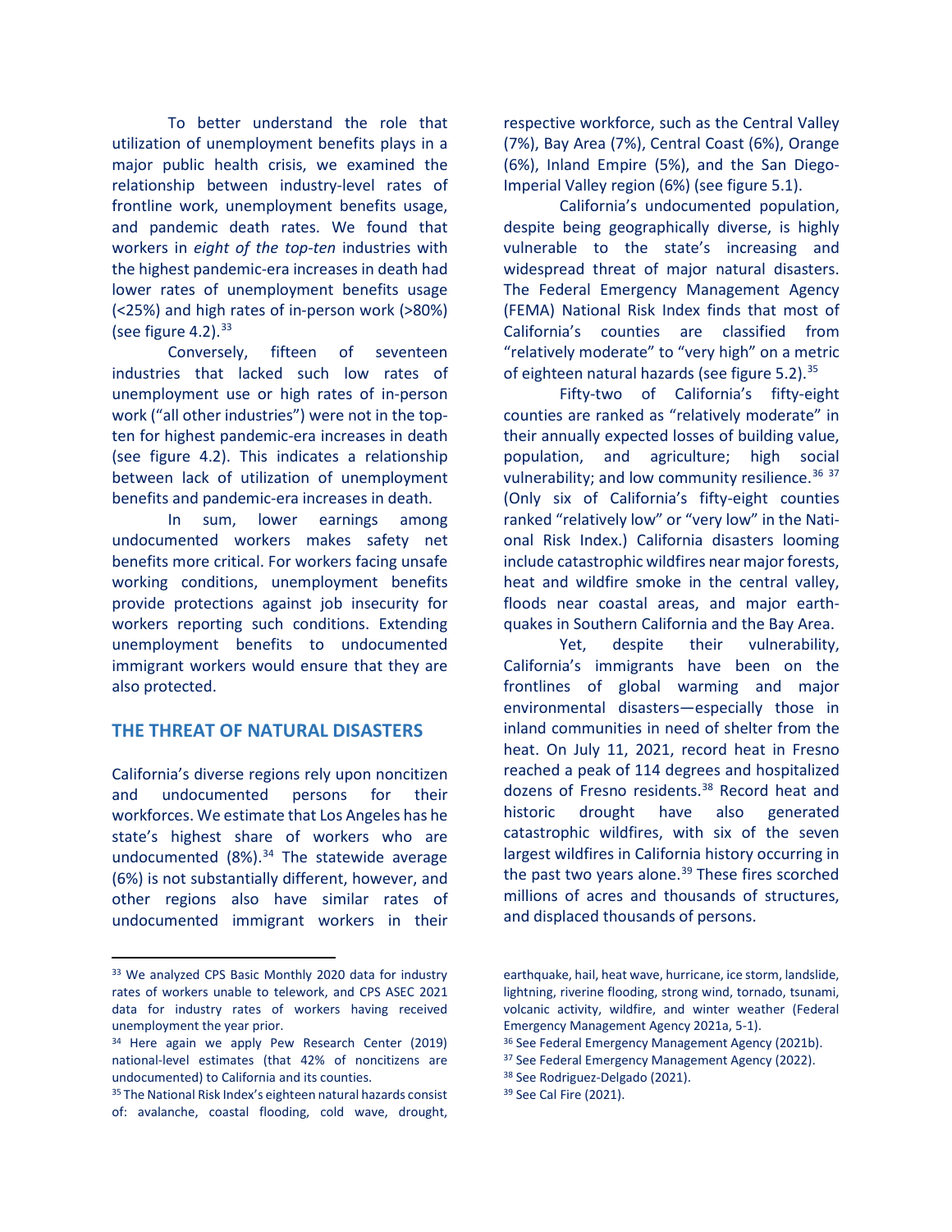To better understand the role that utilization of unemployment benefits plays in a major public health crisis, we examined the relationship between industry-level rates of frontline work, unemployment benefits usage, and pandemic death rates. We found that workers in *eight of the top-ten* industries with the highest pandemic-era increases in death had lower rates of unemployment benefits usage (<25%) and high rates of in-person work (>80%) (see figure 4.2).[33]

Conversely, fifteen of seventeen industries that lacked such low rates of unemployment use or high rates of in-person work ("all other industries") were not in the top-ten for highest pandemic-era increases in death (see figure 4.2). This indicates a relationship between lack of utilization of unemployment benefits and pandemic-era increases in death.

In sum, lower earnings among undocumented workers makes safety net benefits more critical. For workers facing unsafe working conditions, unemployment benefits provide protections against job insecurity for workers reporting such conditions. Extending unemployment benefits to undocumented immigrant workers would ensure that they are also protected.

## THE THREAT OF NATURAL DISASTERS

California's diverse regions rely upon noncitizen and undocumented persons for their workforces. We estimate that Los Angeles has he state's highest share of workers who are undocumented (8%).[34] The statewide average (6%) is not substantially different, however, and other regions also have similar rates of undocumented immigrant workers in their respective workforce, such as the Central Valley (7%), Bay Area (7%), Central Coast (6%), Orange (6%), Inland Empire (5%), and the San Diego-Imperial Valley region (6%) (see figure 5.1).

California's undocumented population, despite being geographically diverse, is highly vulnerable to the state's increasing and widespread threat of major natural disasters. The Federal Emergency Management Agency (FEMA) National Risk Index finds that most of California's counties are classified from "relatively moderate" to "very high" on a metric of eighteen natural hazards (see figure 5.2).[35]

Fifty-two of California's fifty-eight counties are ranked as "relatively moderate" in their annually expected losses of building value, population, and agriculture; high social vulnerability; and low community resilience.[36] [37] (Only six of California's fifty-eight counties ranked "relatively low" or "very low" in the National Risk Index.) California disasters looming include catastrophic wildfires near major forests, heat and wildfire smoke in the central valley, floods near coastal areas, and major earthquakes in Southern California and the Bay Area.

Yet, despite their vulnerability, California's immigrants have been on the frontlines of global warming and major environmental disasters—especially those in inland communities in need of shelter from the heat. On July 11, 2021, record heat in Fresno reached a peak of 114 degrees and hospitalized dozens of Fresno residents.[38] Record heat and historic drought have also generated catastrophic wildfires, with six of the seven largest wildfires in California history occurring in the past two years alone.[39] These fires scorched millions of acres and thousands of structures, and displaced thousands of persons.

---

[33] We analyzed CPS Basic Monthly 2020 data for industry rates of workers unable to telework, and CPS ASEC 2021 data for industry rates of workers having received unemployment the year prior.

[34] Here again we apply Pew Research Center (2019) national-level estimates (that 42% of noncitizens are undocumented) to California and its counties.

[35] The National Risk Index's eighteen natural hazards consist of: avalanche, coastal flooding, cold wave, drought, earthquake, hail, heat wave, hurricane, ice storm, landslide, lightning, riverine flooding, strong wind, tornado, tsunami, volcanic activity, wildfire, and winter weather (Federal Emergency Management Agency 2021a, 5-1).

[36] See Federal Emergency Management Agency (2021b).

[37] See Federal Emergency Management Agency (2022).

[38] See Rodriguez-Delgado (2021).

[39] See Cal Fire (2021).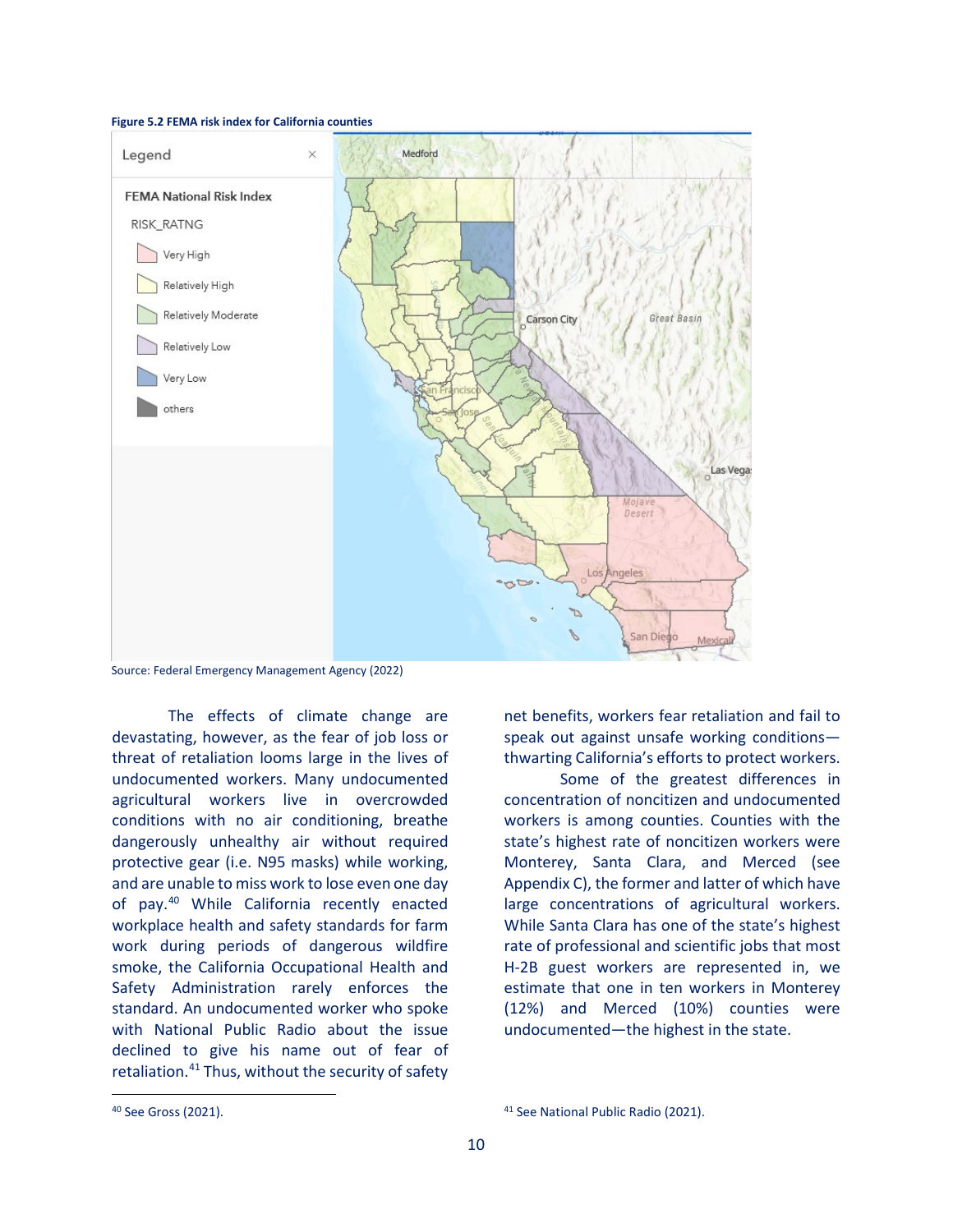**Figure 5.2 FEMA risk index for California counties**

Source: Federal Emergency Management Agency (2022)

The effects of climate change are devastating, however, as the fear of job loss or threat of retaliation looms large in the lives of undocumented workers. Many undocumented agricultural workers live in overcrowded conditions with no air conditioning, breathe dangerously unhealthy air without required protective gear (i.e. N95 masks) while working, and are unable to miss work to lose even one day of pay.[40] While California recently enacted workplace health and safety standards for farm work during periods of dangerous wildfire smoke, the California Occupational Health and Safety Administration rarely enforces the standard. An undocumented worker who spoke with National Public Radio about the issue declined to give his name out of fear of retaliation.[41] Thus, without the security of safety net benefits, workers fear retaliation and fail to speak out against unsafe working conditions—thwarting California's efforts to protect workers.

Some of the greatest differences in concentration of noncitizen and undocumented workers is among counties. Counties with the state's highest rate of noncitizen workers were Monterey, Santa Clara, and Merced (see Appendix C), the former and latter of which have large concentrations of agricultural workers. While Santa Clara has one of the state's highest rate of professional and scientific jobs that most H-2B guest workers are represented in, we estimate that one in ten workers in Monterey (12%) and Merced (10%) counties were undocumented—the highest in the state.

[40] See Gross (2021).

[41] See National Public Radio (2021).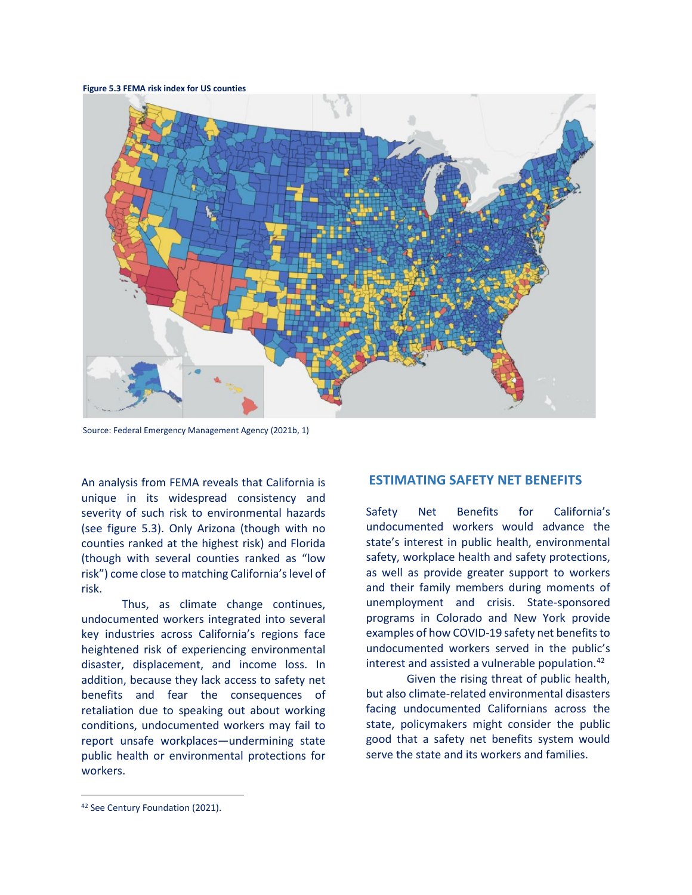**Figure 5.3 FEMA risk index for US counties**

Source: Federal Emergency Management Agency (2021b, 1)

An analysis from FEMA reveals that California is unique in its widespread consistency and severity of such risk to environmental hazards (see figure 5.3). Only Arizona (though with no counties ranked at the highest risk) and Florida (though with several counties ranked as "low risk") come close to matching California's level of risk.

Thus, as climate change continues, undocumented workers integrated into several key industries across California's regions face heightened risk of experiencing environmental disaster, displacement, and income loss. In addition, because they lack access to safety net benefits and fear the consequences of retaliation due to speaking out about working conditions, undocumented workers may fail to report unsafe workplaces—undermining state public health or environmental protections for workers.

## ESTIMATING SAFETY NET BENEFITS

Safety Net Benefits for California's undocumented workers would advance the state's interest in public health, environmental safety, workplace health and safety protections, as well as provide greater support to workers and their family members during moments of unemployment and crisis. State-sponsored programs in Colorado and New York provide examples of how COVID-19 safety net benefits to undocumented workers served in the public's interest and assisted a vulnerable population.[42]

Given the rising threat of public health, but also climate-related environmental disasters facing undocumented Californians across the state, policymakers might consider the public good that a safety net benefits system would serve the state and its workers and families.

---

[42] See Century Foundation (2021).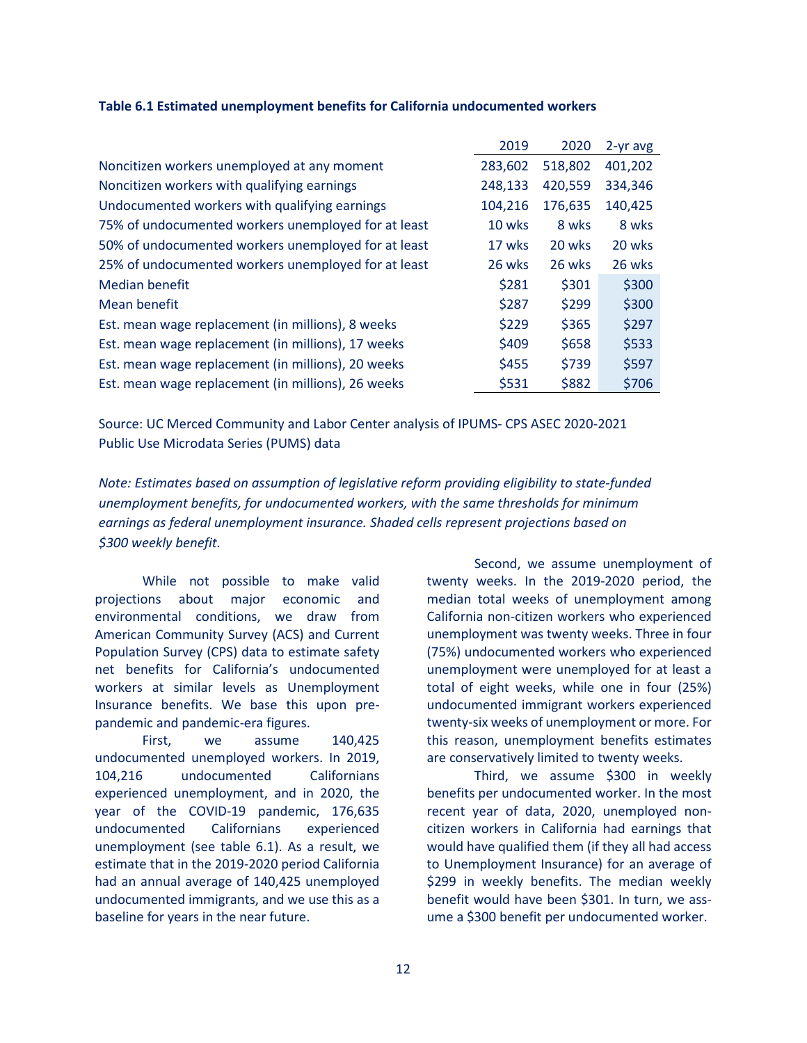**Table 6.1 Estimated unemployment benefits for California undocumented workers**

| | 2019 | 2020 | 2-yr avg |
|---|---|---|---|
| Noncitizen workers unemployed at any moment | 283,602 | 518,802 | 401,202 |
| Noncitizen workers with qualifying earnings | 248,133 | 420,559 | 334,346 |
| Undocumented workers with qualifying earnings | 104,216 | 176,635 | 140,425 |
| 75% of undocumented workers unemployed for at least | 10 wks | 8 wks | 8 wks |
| 50% of undocumented workers unemployed for at least | 17 wks | 20 wks | 20 wks |
| 25% of undocumented workers unemployed for at least | 26 wks | 26 wks | 26 wks |
| Median benefit | $281 | $301 | $300 |
| Mean benefit | $287 | $299 | $300 |
| Est. mean wage replacement (in millions), 8 weeks | $229 | $365 | $297 |
| Est. mean wage replacement (in millions), 17 weeks | $409 | $658 | $533 |
| Est. mean wage replacement (in millions), 20 weeks | $455 | $739 | $597 |
| Est. mean wage replacement (in millions), 26 weeks | $531 | $882 | $706 |

Source: UC Merced Community and Labor Center analysis of IPUMS- CPS ASEC 2020-2021 Public Use Microdata Series (PUMS) data

*Note: Estimates based on assumption of legislative reform providing eligibility to state-funded unemployment benefits, for undocumented workers, with the same thresholds for minimum earnings as federal unemployment insurance. Shaded cells represent projections based on $300 weekly benefit.*

While not possible to make valid projections about major economic and environmental conditions, we draw from American Community Survey (ACS) and Current Population Survey (CPS) data to estimate safety net benefits for California's undocumented workers at similar levels as Unemployment Insurance benefits. We base this upon pre-pandemic and pandemic-era figures.

First, we assume 140,425 undocumented unemployed workers. In 2019, 104,216 undocumented Californians experienced unemployment, and in 2020, the year of the COVID-19 pandemic, 176,635 undocumented Californians experienced unemployment (see table 6.1). As a result, we estimate that in the 2019-2020 period California had an annual average of 140,425 unemployed undocumented immigrants, and we use this as a baseline for years in the near future.

Second, we assume unemployment of twenty weeks. In the 2019-2020 period, the median total weeks of unemployment among California non-citizen workers who experienced unemployment was twenty weeks. Three in four (75%) undocumented workers who experienced unemployment were unemployed for at least a total of eight weeks, while one in four (25%) undocumented immigrant workers experienced twenty-six weeks of unemployment or more. For this reason, unemployment benefits estimates are conservatively limited to twenty weeks.

Third, we assume $300 in weekly benefits per undocumented worker. In the most recent year of data, 2020, unemployed non-citizen workers in California had earnings that would have qualified them (if they all had access to Unemployment Insurance) for an average of $299 in weekly benefits. The median weekly benefit would have been $301. In turn, we assume a $300 benefit per undocumented worker.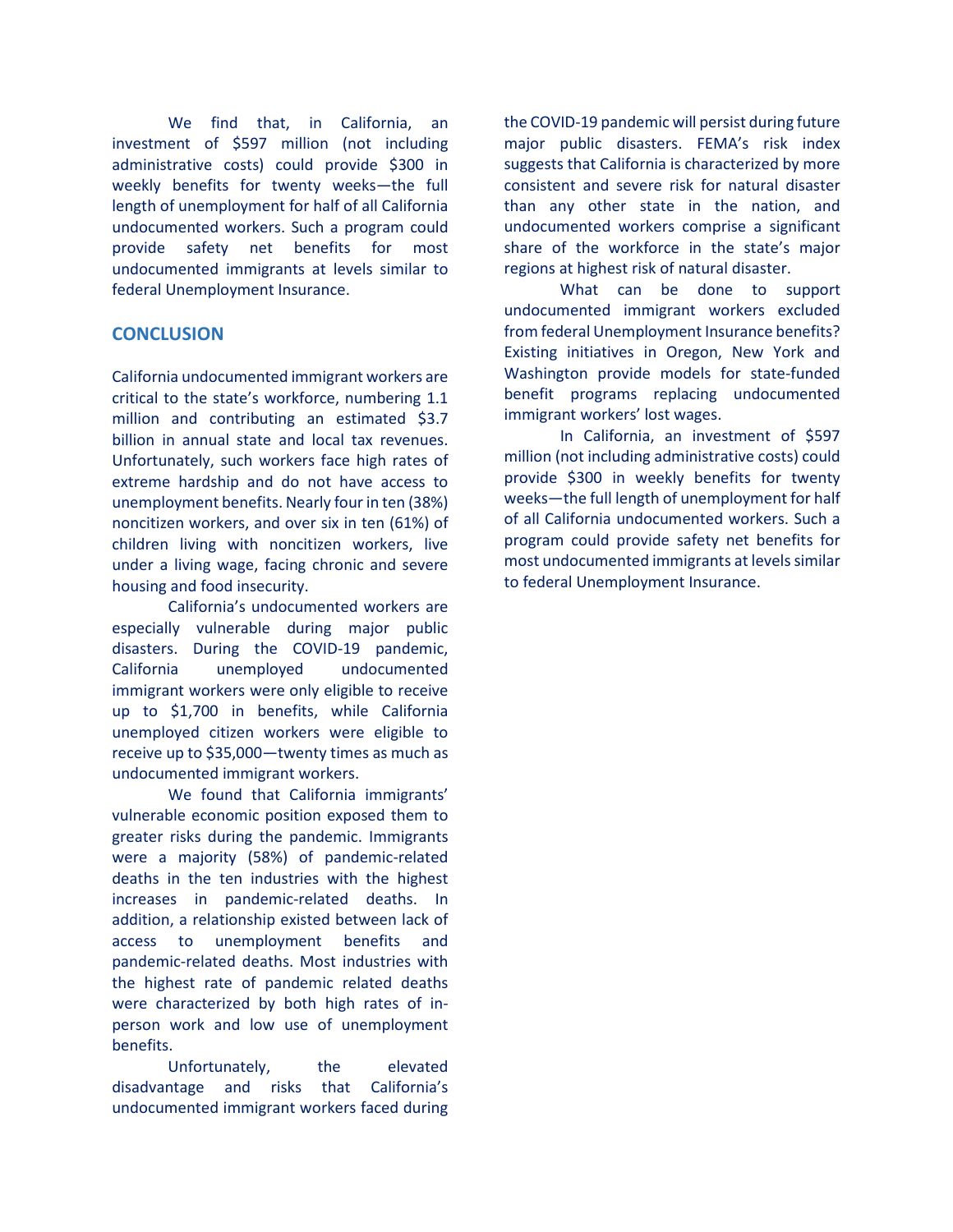We find that, in California, an investment of $597 million (not including administrative costs) could provide $300 in weekly benefits for twenty weeks—the full length of unemployment for half of all California undocumented workers. Such a program could provide safety net benefits for most undocumented immigrants at levels similar to federal Unemployment Insurance.

## CONCLUSION

California undocumented immigrant workers are critical to the state's workforce, numbering 1.1 million and contributing an estimated $3.7 billion in annual state and local tax revenues. Unfortunately, such workers face high rates of extreme hardship and do not have access to unemployment benefits. Nearly four in ten (38%) noncitizen workers, and over six in ten (61%) of children living with noncitizen workers, live under a living wage, facing chronic and severe housing and food insecurity.

California's undocumented workers are especially vulnerable during major public disasters. During the COVID-19 pandemic, California unemployed undocumented immigrant workers were only eligible to receive up to $1,700 in benefits, while California unemployed citizen workers were eligible to receive up to $35,000—twenty times as much as undocumented immigrant workers.

We found that California immigrants' vulnerable economic position exposed them to greater risks during the pandemic. Immigrants were a majority (58%) of pandemic-related deaths in the ten industries with the highest increases in pandemic-related deaths. In addition, a relationship existed between lack of access to unemployment benefits and pandemic-related deaths. Most industries with the highest rate of pandemic related deaths were characterized by both high rates of in-person work and low use of unemployment benefits.

Unfortunately, the elevated disadvantage and risks that California's undocumented immigrant workers faced during the COVID-19 pandemic will persist during future major public disasters. FEMA's risk index suggests that California is characterized by more consistent and severe risk for natural disaster than any other state in the nation, and undocumented workers comprise a significant share of the workforce in the state's major regions at highest risk of natural disaster.

What can be done to support undocumented immigrant workers excluded from federal Unemployment Insurance benefits? Existing initiatives in Oregon, New York and Washington provide models for state-funded benefit programs replacing undocumented immigrant workers' lost wages.

In California, an investment of $597 million (not including administrative costs) could provide $300 in weekly benefits for twenty weeks—the full length of unemployment for half of all California undocumented workers. Such a program could provide safety net benefits for most undocumented immigrants at levels similar to federal Unemployment Insurance.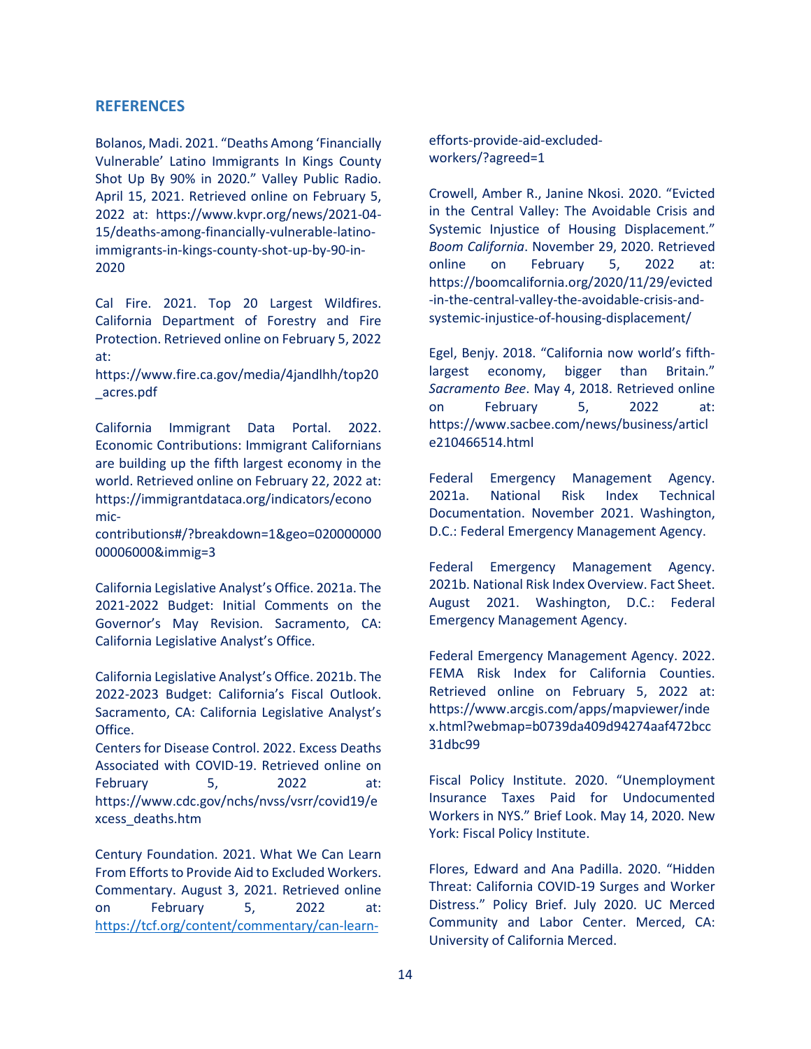## REFERENCES

Bolanos, Madi. 2021. "Deaths Among 'Financially Vulnerable' Latino Immigrants In Kings County Shot Up By 90% in 2020." Valley Public Radio. April 15, 2021. Retrieved online on February 5, 2022 at: https://www.kvpr.org/news/2021-04-15/deaths-among-financially-vulnerable-latino-immigrants-in-kings-county-shot-up-by-90-in-2020

Cal Fire. 2021. Top 20 Largest Wildfires. California Department of Forestry and Fire Protection. Retrieved online on February 5, 2022 at: https://www.fire.ca.gov/media/4jandlhh/top20_acres.pdf

California Immigrant Data Portal. 2022. Economic Contributions: Immigrant Californians are building up the fifth largest economy in the world. Retrieved online on February 22, 2022 at: https://immigrantdataca.org/indicators/economic-contributions#/?breakdown=1&geo=02000000000006000&immig=3

California Legislative Analyst's Office. 2021a. The 2021-2022 Budget: Initial Comments on the Governor's May Revision. Sacramento, CA: California Legislative Analyst's Office.

California Legislative Analyst's Office. 2021b. The 2022-2023 Budget: California's Fiscal Outlook. Sacramento, CA: California Legislative Analyst's Office.

Centers for Disease Control. 2022. Excess Deaths Associated with COVID-19. Retrieved online on February 5, 2022 at: https://www.cdc.gov/nchs/nvss/vsrr/covid19/excess_deaths.htm

Century Foundation. 2021. What We Can Learn From Efforts to Provide Aid to Excluded Workers. Commentary. August 3, 2021. Retrieved online on February 5, 2022 at: https://tcf.org/content/commentary/can-learn-efforts-provide-aid-excluded-workers/?agreed=1

Crowell, Amber R., Janine Nkosi. 2020. "Evicted in the Central Valley: The Avoidable Crisis and Systemic Injustice of Housing Displacement." *Boom California*. November 29, 2020. Retrieved online on February 5, 2022 at: https://boomcalifornia.org/2020/11/29/evicted-in-the-central-valley-the-avoidable-crisis-and-systemic-injustice-of-housing-displacement/

Egel, Benjy. 2018. "California now world's fifth-largest economy, bigger than Britain." *Sacramento Bee*. May 4, 2018. Retrieved online on February 5, 2022 at: https://www.sacbee.com/news/business/article210466514.html

Federal Emergency Management Agency. 2021a. National Risk Index Technical Documentation. November 2021. Washington, D.C.: Federal Emergency Management Agency.

Federal Emergency Management Agency. 2021b. National Risk Index Overview. Fact Sheet. August 2021. Washington, D.C.: Federal Emergency Management Agency.

Federal Emergency Management Agency. 2022. FEMA Risk Index for California Counties. Retrieved online on February 5, 2022 at: https://www.arcgis.com/apps/mapviewer/index.html?webmap=b0739da409d94274aaf472bcc31dbc99

Fiscal Policy Institute. 2020. "Unemployment Insurance Taxes Paid for Undocumented Workers in NYS." Brief Look. May 14, 2020. New York: Fiscal Policy Institute.

Flores, Edward and Ana Padilla. 2020. "Hidden Threat: California COVID-19 Surges and Worker Distress." Policy Brief. July 2020. UC Merced Community and Labor Center. Merced, CA: University of California Merced.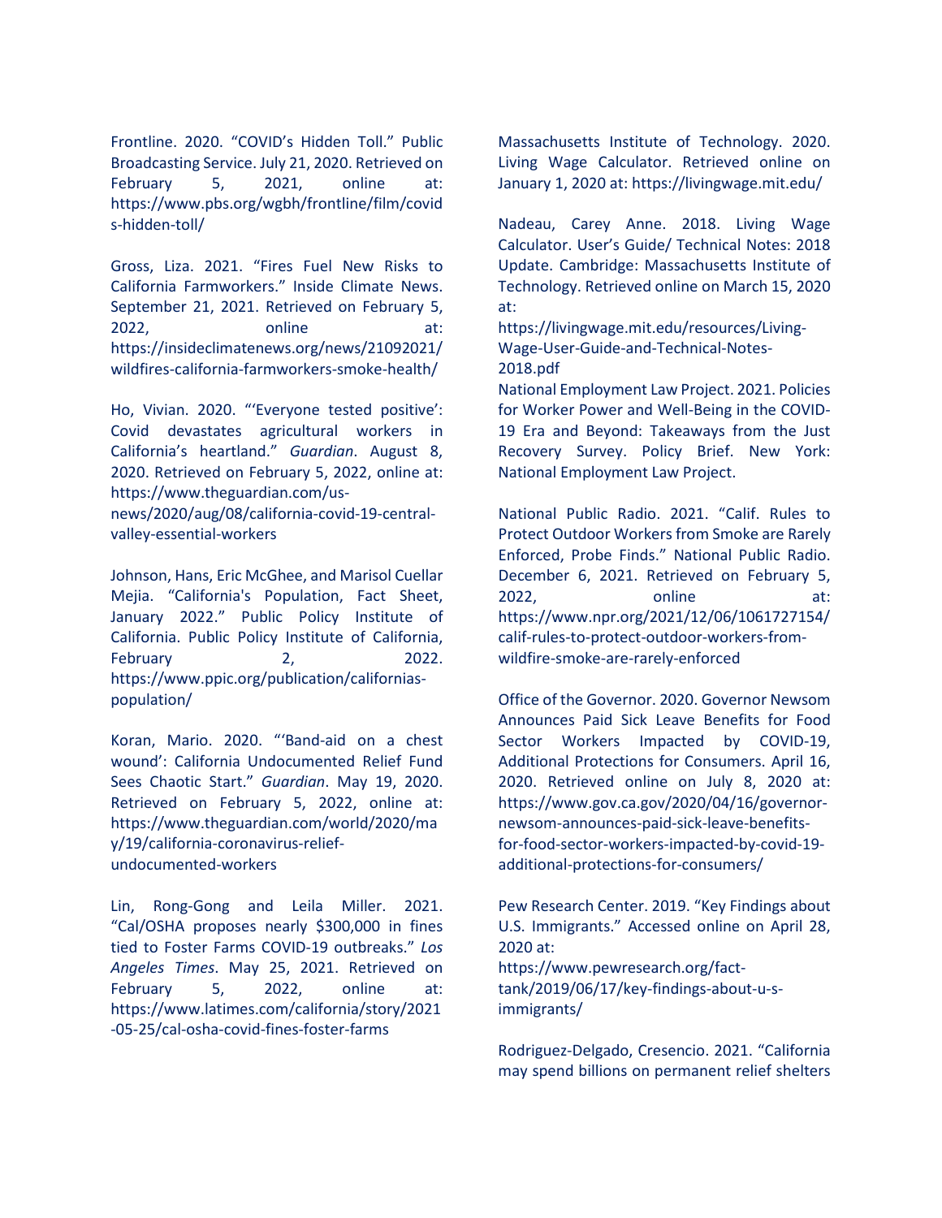Frontline. 2020. "COVID's Hidden Toll." Public Broadcasting Service. July 21, 2020. Retrieved on February 5, 2021, online at: https://www.pbs.org/wgbh/frontline/film/covids-hidden-toll/

Gross, Liza. 2021. "Fires Fuel New Risks to California Farmworkers." Inside Climate News. September 21, 2021. Retrieved on February 5, 2022, online at: https://insideclimatenews.org/news/21092021/wildfires-california-farmworkers-smoke-health/

Ho, Vivian. 2020. "'Everyone tested positive': Covid devastates agricultural workers in California's heartland." *Guardian*. August 8, 2020. Retrieved on February 5, 2022, online at: https://www.theguardian.com/us-news/2020/aug/08/california-covid-19-central-valley-essential-workers

Johnson, Hans, Eric McGhee, and Marisol Cuellar Mejia. "California's Population, Fact Sheet, January 2022." Public Policy Institute of California. Public Policy Institute of California, February 2, 2022. https://www.ppic.org/publication/californias-population/

Koran, Mario. 2020. "'Band-aid on a chest wound': California Undocumented Relief Fund Sees Chaotic Start." *Guardian*. May 19, 2020. Retrieved on February 5, 2022, online at: https://www.theguardian.com/world/2020/may/19/california-coronavirus-relief-undocumented-workers

Lin, Rong-Gong and Leila Miller. 2021. "Cal/OSHA proposes nearly $300,000 in fines tied to Foster Farms COVID-19 outbreaks." *Los Angeles Times*. May 25, 2021. Retrieved on February 5, 2022, online at: https://www.latimes.com/california/story/2021-05-25/cal-osha-covid-fines-foster-farms

Massachusetts Institute of Technology. 2020. Living Wage Calculator. Retrieved online on January 1, 2020 at: https://livingwage.mit.edu/

Nadeau, Carey Anne. 2018. Living Wage Calculator. User's Guide/ Technical Notes: 2018 Update. Cambridge: Massachusetts Institute of Technology. Retrieved online on March 15, 2020 at: https://livingwage.mit.edu/resources/Living-Wage-User-Guide-and-Technical-Notes-2018.pdf

National Employment Law Project. 2021. Policies for Worker Power and Well-Being in the COVID-19 Era and Beyond: Takeaways from the Just Recovery Survey. Policy Brief. New York: National Employment Law Project.

National Public Radio. 2021. "Calif. Rules to Protect Outdoor Workers from Smoke are Rarely Enforced, Probe Finds." National Public Radio. December 6, 2021. Retrieved on February 5, 2022, online at: https://www.npr.org/2021/12/06/1061727154/calif-rules-to-protect-outdoor-workers-from-wildfire-smoke-are-rarely-enforced

Office of the Governor. 2020. Governor Newsom Announces Paid Sick Leave Benefits for Food Sector Workers Impacted by COVID-19, Additional Protections for Consumers. April 16, 2020. Retrieved online on July 8, 2020 at: https://www.gov.ca.gov/2020/04/16/governor-newsom-announces-paid-sick-leave-benefits-for-food-sector-workers-impacted-by-covid-19-additional-protections-for-consumers/

Pew Research Center. 2019. "Key Findings about U.S. Immigrants." Accessed online on April 28, 2020 at: https://www.pewresearch.org/fact-tank/2019/06/17/key-findings-about-u-s-immigrants/

Rodriguez-Delgado, Cresencio. 2021. "California may spend billions on permanent relief shelters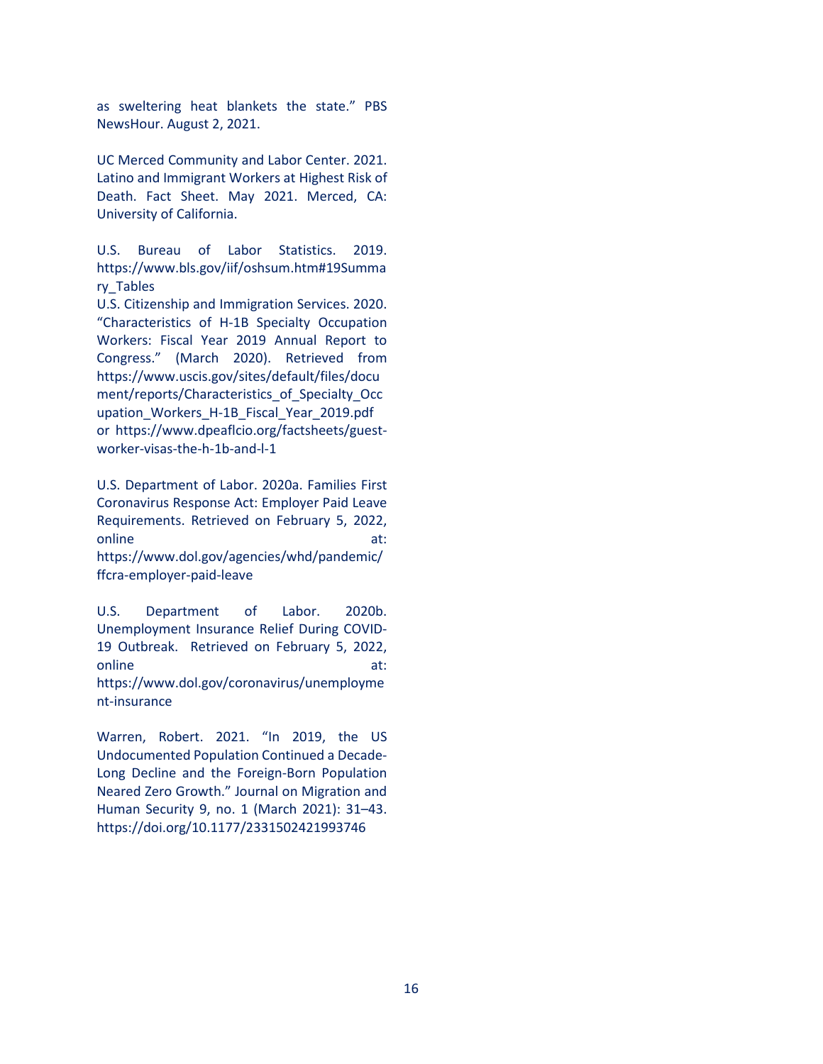as sweltering heat blankets the state." PBS NewsHour. August 2, 2021.

UC Merced Community and Labor Center. 2021. Latino and Immigrant Workers at Highest Risk of Death. Fact Sheet. May 2021. Merced, CA: University of California.

U.S. Bureau of Labor Statistics. 2019. https://www.bls.gov/iif/oshsum.htm#19Summary_Tables

U.S. Citizenship and Immigration Services. 2020. "Characteristics of H-1B Specialty Occupation Workers: Fiscal Year 2019 Annual Report to Congress." (March 2020). Retrieved from https://www.uscis.gov/sites/default/files/document/reports/Characteristics_of_Specialty_Occupation_Workers_H-1B_Fiscal_Year_2019.pdf or https://www.dpeaflcio.org/factsheets/guest-worker-visas-the-h-1b-and-l-1

U.S. Department of Labor. 2020a. Families First Coronavirus Response Act: Employer Paid Leave Requirements. Retrieved on February 5, 2022, online at: https://www.dol.gov/agencies/whd/pandemic/ffcra-employer-paid-leave

U.S. Department of Labor. 2020b. Unemployment Insurance Relief During COVID-19 Outbreak. Retrieved on February 5, 2022, online at: https://www.dol.gov/coronavirus/unemployment-insurance

Warren, Robert. 2021. "In 2019, the US Undocumented Population Continued a Decade-Long Decline and the Foreign-Born Population Neared Zero Growth." Journal on Migration and Human Security 9, no. 1 (March 2021): 31–43. https://doi.org/10.1177/2331502421993746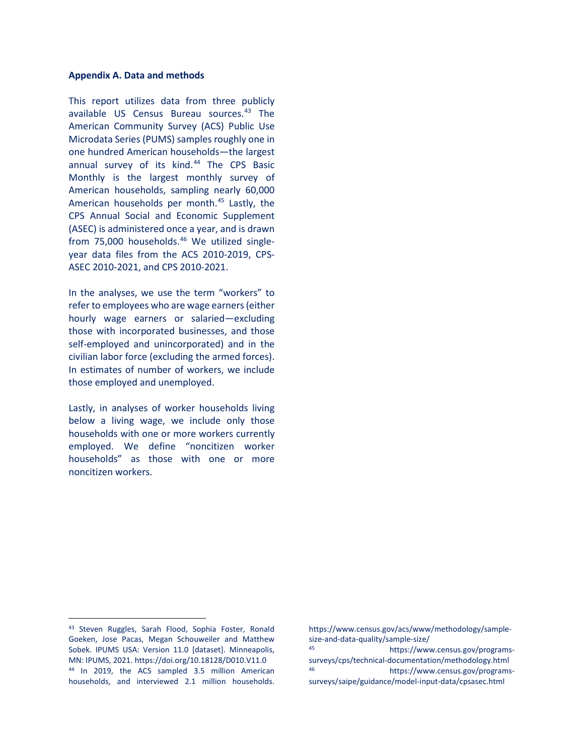## Appendix A. Data and methods

This report utilizes data from three publicly available US Census Bureau sources.[43] The American Community Survey (ACS) Public Use Microdata Series (PUMS) samples roughly one in one hundred American households—the largest annual survey of its kind.[44] The CPS Basic Monthly is the largest monthly survey of American households, sampling nearly 60,000 American households per month.[45] Lastly, the CPS Annual Social and Economic Supplement (ASEC) is administered once a year, and is drawn from 75,000 households.[46] We utilized single-year data files from the ACS 2010-2019, CPS-ASEC 2010-2021, and CPS 2010-2021.

In the analyses, we use the term "workers" to refer to employees who are wage earners (either hourly wage earners or salaried—excluding those with incorporated businesses, and those self-employed and unincorporated) and in the civilian labor force (excluding the armed forces). In estimates of number of workers, we include those employed and unemployed.

Lastly, in analyses of worker households living below a living wage, we include only those households with one or more workers currently employed. We define "noncitizen worker households" as those with one or more noncitizen workers.

---

[43] Steven Ruggles, Sarah Flood, Sophia Foster, Ronald Goeken, Jose Pacas, Megan Schouweiler and Matthew Sobek. IPUMS USA: Version 11.0 [dataset]. Minneapolis, MN: IPUMS, 2021. https://doi.org/10.18128/D010.V11.0

[44] In 2019, the ACS sampled 3.5 million American households, and interviewed 2.1 million households. https://www.census.gov/acs/www/methodology/sample-size-and-data-quality/sample-size/

[45] https://www.census.gov/programs-surveys/cps/technical-documentation/methodology.html

[46] https://www.census.gov/programs-surveys/saipe/guidance/model-input-data/cpsasec.html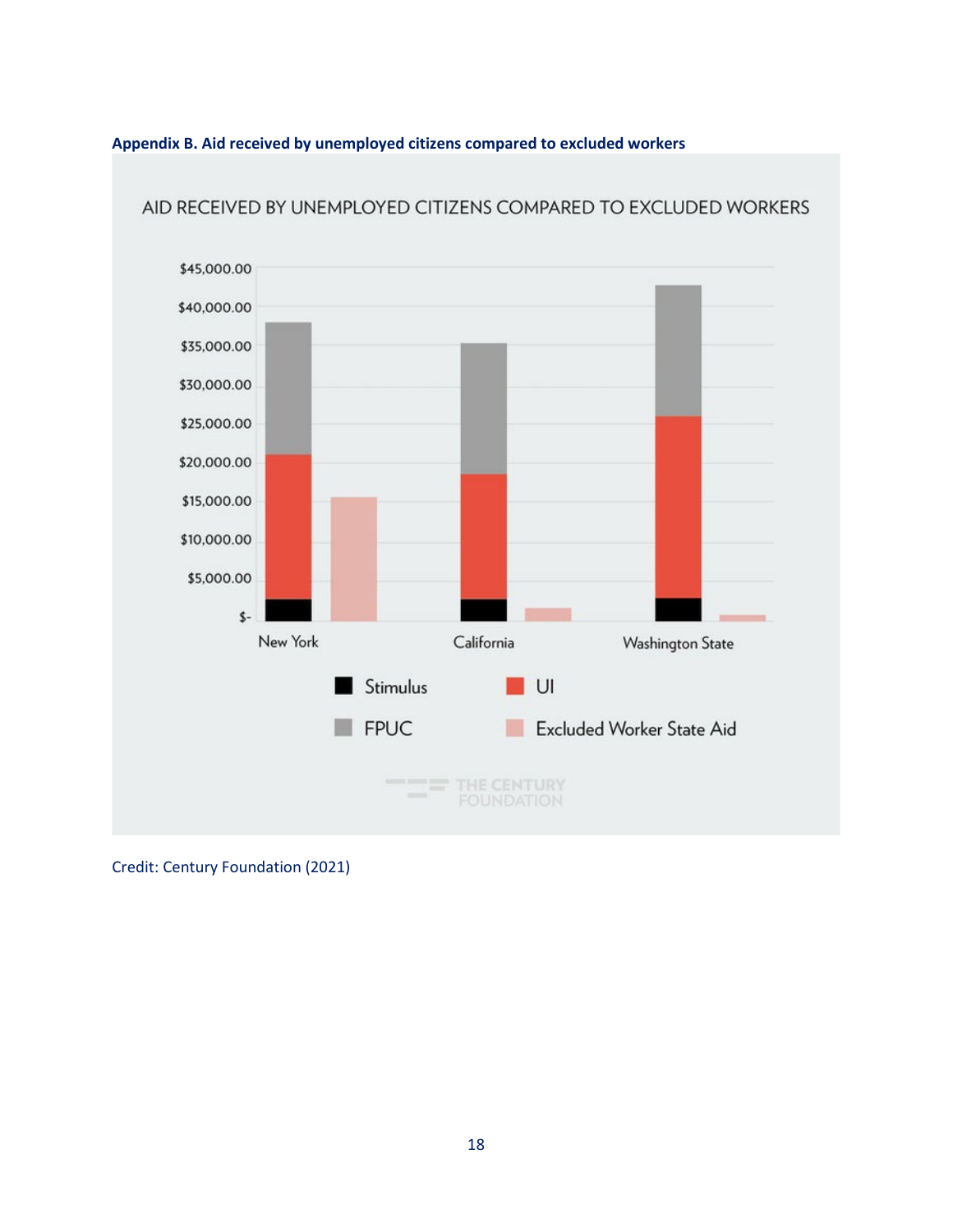**Appendix B. Aid received by unemployed citizens compared to excluded workers**

AID RECEIVED BY UNEMPLOYED CITIZENS COMPARED TO EXCLUDED WORKERS

Credit: Century Foundation (2021)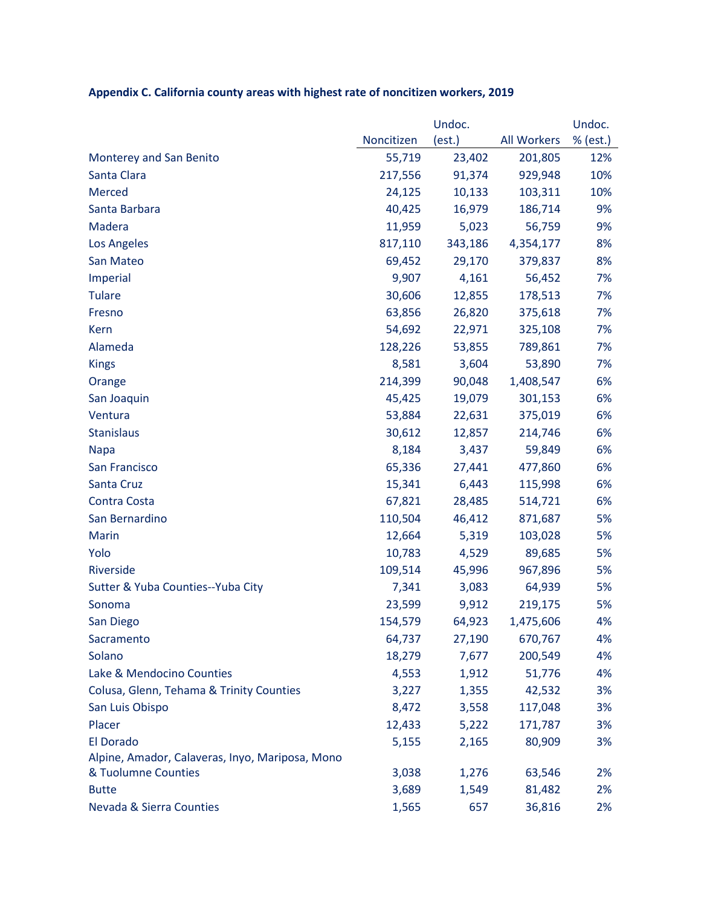**Appendix C. California county areas with highest rate of noncitizen workers, 2019**

| | Noncitizen | Undoc. (est.) | All Workers | Undoc. % (est.) |
|---|---|---|---|---|
| Monterey and San Benito | 55,719 | 23,402 | 201,805 | 12% |
| Santa Clara | 217,556 | 91,374 | 929,948 | 10% |
| Merced | 24,125 | 10,133 | 103,311 | 10% |
| Santa Barbara | 40,425 | 16,979 | 186,714 | 9% |
| Madera | 11,959 | 5,023 | 56,759 | 9% |
| Los Angeles | 817,110 | 343,186 | 4,354,177 | 8% |
| San Mateo | 69,452 | 29,170 | 379,837 | 8% |
| Imperial | 9,907 | 4,161 | 56,452 | 7% |
| Tulare | 30,606 | 12,855 | 178,513 | 7% |
| Fresno | 63,856 | 26,820 | 375,618 | 7% |
| Kern | 54,692 | 22,971 | 325,108 | 7% |
| Alameda | 128,226 | 53,855 | 789,861 | 7% |
| Kings | 8,581 | 3,604 | 53,890 | 7% |
| Orange | 214,399 | 90,048 | 1,408,547 | 6% |
| San Joaquin | 45,425 | 19,079 | 301,153 | 6% |
| Ventura | 53,884 | 22,631 | 375,019 | 6% |
| Stanislaus | 30,612 | 12,857 | 214,746 | 6% |
| Napa | 8,184 | 3,437 | 59,849 | 6% |
| San Francisco | 65,336 | 27,441 | 477,860 | 6% |
| Santa Cruz | 15,341 | 6,443 | 115,998 | 6% |
| Contra Costa | 67,821 | 28,485 | 514,721 | 6% |
| San Bernardino | 110,504 | 46,412 | 871,687 | 5% |
| Marin | 12,664 | 5,319 | 103,028 | 5% |
| Yolo | 10,783 | 4,529 | 89,685 | 5% |
| Riverside | 109,514 | 45,996 | 967,896 | 5% |
| Sutter & Yuba Counties--Yuba City | 7,341 | 3,083 | 64,939 | 5% |
| Sonoma | 23,599 | 9,912 | 219,175 | 5% |
| San Diego | 154,579 | 64,923 | 1,475,606 | 4% |
| Sacramento | 64,737 | 27,190 | 670,767 | 4% |
| Solano | 18,279 | 7,677 | 200,549 | 4% |
| Lake & Mendocino Counties | 4,553 | 1,912 | 51,776 | 4% |
| Colusa, Glenn, Tehama & Trinity Counties | 3,227 | 1,355 | 42,532 | 3% |
| San Luis Obispo | 8,472 | 3,558 | 117,048 | 3% |
| Placer | 12,433 | 5,222 | 171,787 | 3% |
| El Dorado | 5,155 | 2,165 | 80,909 | 3% |
| Alpine, Amador, Calaveras, Inyo, Mariposa, Mono & Tuolumne Counties | 3,038 | 1,276 | 63,546 | 2% |
| Butte | 3,689 | 1,549 | 81,482 | 2% |
| Nevada & Sierra Counties | 1,565 | 657 | 36,816 | 2% |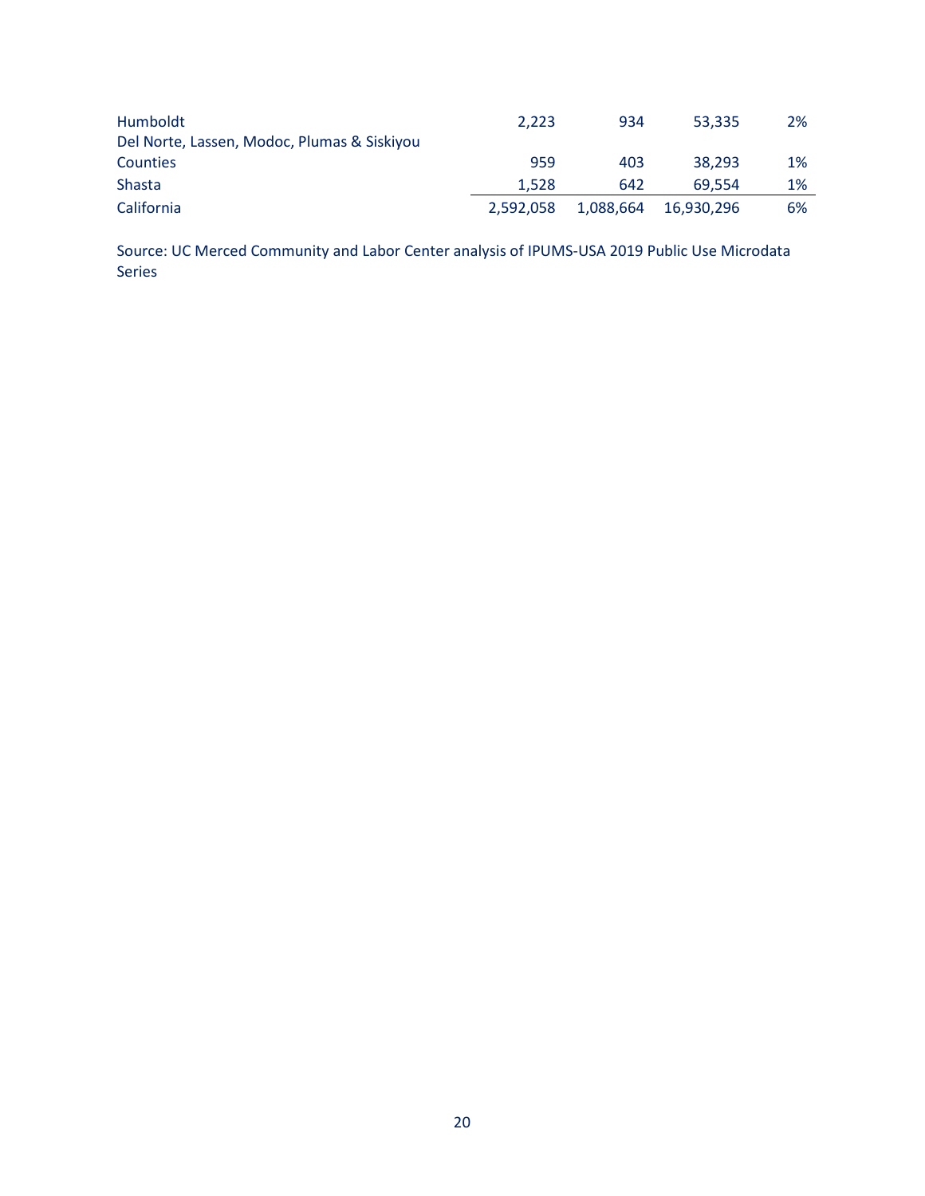| | | | | |
|---|---|---|---|---|
| Humboldt | 2,223 | 934 | 53,335 | 2% |
| Del Norte, Lassen, Modoc, Plumas & Siskiyou Counties | 959 | 403 | 38,293 | 1% |
| Shasta | 1,528 | 642 | 69,554 | 1% |
| California | 2,592,058 | 1,088,664 | 16,930,296 | 6% |

Source: UC Merced Community and Labor Center analysis of IPUMS-USA 2019 Public Use Microdata Series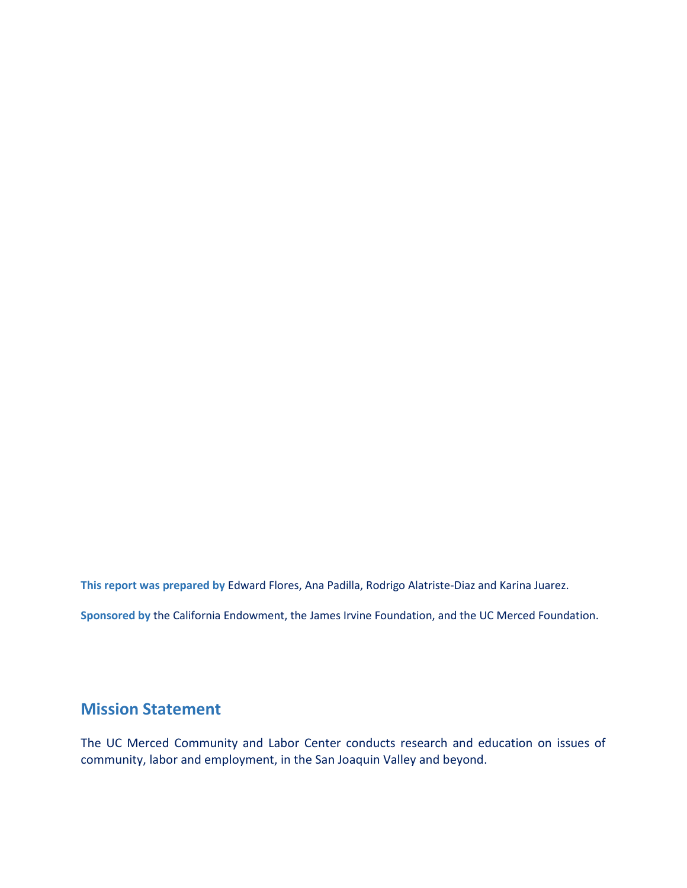**This report was prepared by** Edward Flores, Ana Padilla, Rodrigo Alatriste-Diaz and Karina Juarez.

**Sponsored by** the California Endowment, the James Irvine Foundation, and the UC Merced Foundation.

## Mission Statement

The UC Merced Community and Labor Center conducts research and education on issues of community, labor and employment, in the San Joaquin Valley and beyond.